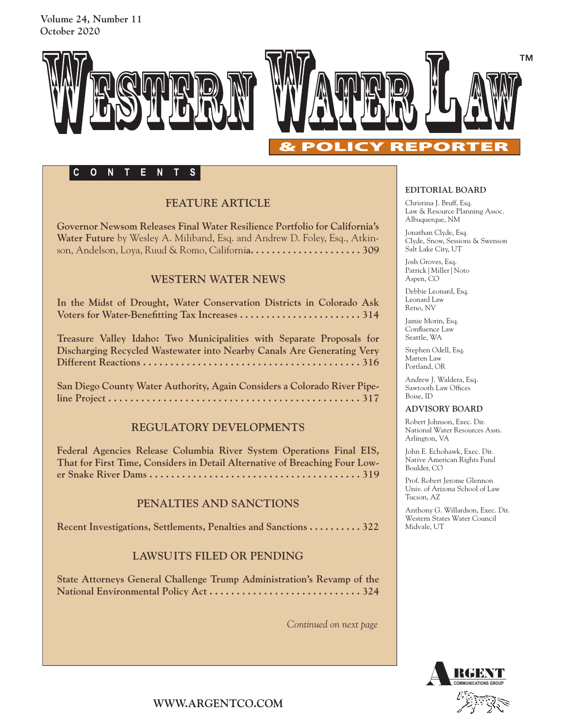Volume 24, Number 11
October 2020

# WESTERN WATER LAW™

## & POLICY REPORTER

**C O N T E N T S**

### FEATURE ARTICLE

**Governor Newsom Releases Final Water Resilience Portfolio for California's Water Future** by Wesley A. Miliband, Esq. and Andrew D. Foley, Esq., Atkinson, Andelson, Loya, Ruud & Romo, California. . . . . . . . . . . . . . . . . . . . . 309

### WESTERN WATER NEWS

**In the Midst of Drought, Water Conservation Districts in Colorado Ask Voters for Water-Benefitting Tax Increases** . . . . . . . . . . . . . . . . . . . . . . . 314

**Treasure Valley Idaho: Two Municipalities with Separate Proposals for Discharging Recycled Wastewater into Nearby Canals Are Generating Very Different Reactions** . . . . . . . . . . . . . . . . . . . . . . . . . . . . . . . . . . . . . . . 316

**San Diego County Water Authority, Again Considers a Colorado River Pipeline Project** . . . . . . . . . . . . . . . . . . . . . . . . . . . . . . . . . . . . . . . . . . . . . 317

### REGULATORY DEVELOPMENTS

**Federal Agencies Release Columbia River System Operations Final EIS, That for First Time, Considers in Detail Alternative of Breaching Four Lower Snake River Dams** . . . . . . . . . . . . . . . . . . . . . . . . . . . . . . . . . . . . . . . 319

### PENALTIES AND SANCTIONS

**Recent Investigations, Settlements, Penalties and Sanctions** . . . . . . . . . . 322

### LAWSUITS FILED OR PENDING

**State Attorneys General Challenge Trump Administration's Revamp of the National Environmental Policy Act** . . . . . . . . . . . . . . . . . . . . . . . . . . . . 324

*Continued on next page*

**EDITORIAL BOARD**

Christina J. Bruff, Esq.
Law & Resource Planning Assoc.
Albuquerque, NM

Jonathan Clyde, Esq.
Clyde, Snow, Sessions & Swenson
Salt Lake City, UT

Josh Groves, Esq.
Patrick | Miller | Noto
Aspen, CO

Debbie Leonard, Esq.
Leonard Law
Reno, NV

Jamie Morin, Esq.
Confluence Law
Seattle, WA

Stephen Odell, Esq.
Marten Law
Portland, OR

Andrew J. Waldera, Esq.
Sawtooth Law Offices
Boise, ID

**ADVISORY BOARD**

Robert Johnson, Exec. Dir.
National Water Resources Assn.
Arlington, VA

John E. Echohawk, Exec. Dir.
Native American Rights Fund
Boulder, CO

Prof. Robert Jerome Glennon
Univ. of Arizona School of Law
Tucson, AZ

Anthony G. Willardson, Exec. Dir.
Western States Water Council
Midvale, UT

ARGENT COMMUNICATIONS GROUP

WWW.ARGENTCO.COM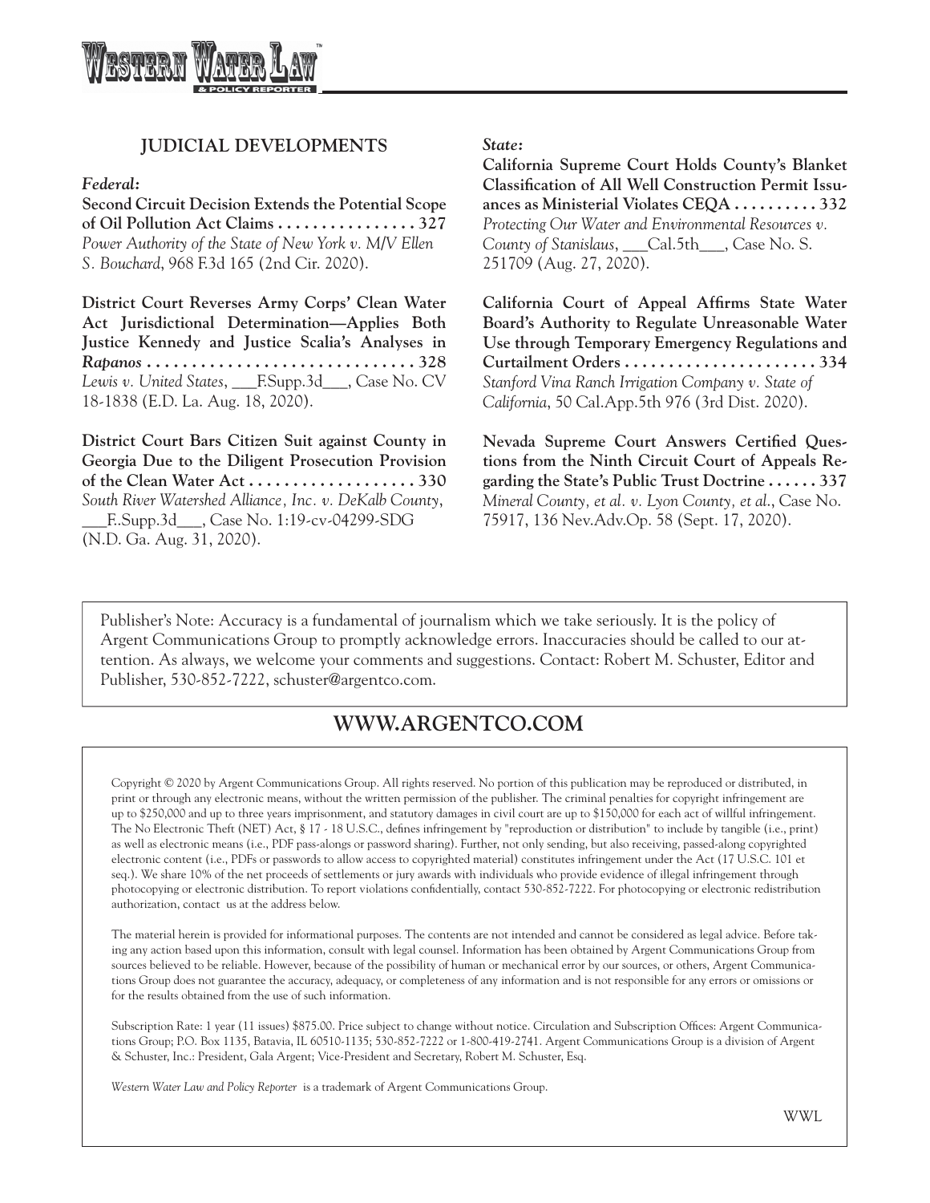## JUDICIAL DEVELOPMENTS

### *Federal:*

**Second Circuit Decision Extends the Potential Scope of Oil Pollution Act Claims . . . . . . . . . . . . . . . . 327**
*Power Authority of the State of New York v. M/V Ellen S. Bouchard*, 968 F.3d 165 (2nd Cir. 2020).

**District Court Reverses Army Corps' Clean Water Act Jurisdictional Determination—Applies Both Justice Kennedy and Justice Scalia's Analyses in *Rapanos* . . . . . . . . . . . . . . . . . . . . . . . . . . . . . . 328**
*Lewis v. United States*, ___F.Supp.3d___, Case No. CV 18-1838 (E.D. La. Aug. 18, 2020).

**District Court Bars Citizen Suit against County in Georgia Due to the Diligent Prosecution Provision of the Clean Water Act . . . . . . . . . . . . . . . . . . . 330**
*South River Watershed Alliance, Inc. v. DeKalb County*, ___F..Supp.3d___, Case No. 1:19-cv-04299-SDG (N.D. Ga. Aug. 31, 2020).

### *State:*

**California Supreme Court Holds County's Blanket Classification of All Well Construction Permit Issuances as Ministerial Violates CEQA . . . . . . . . . . 332**
*Protecting Our Water and Environmental Resources v. County of Stanislaus*, ___Cal.5th___, Case No. S. 251709 (Aug. 27, 2020).

**California Court of Appeal Affirms State Water Board's Authority to Regulate Unreasonable Water Use through Temporary Emergency Regulations and Curtailment Orders . . . . . . . . . . . . . . . . . . . . . . 334**
*Stanford Vina Ranch Irrigation Company v. State of California*, 50 Cal.App.5th 976 (3rd Dist. 2020).

**Nevada Supreme Court Answers Certified Questions from the Ninth Circuit Court of Appeals Regarding the State's Public Trust Doctrine . . . . . . 337**
*Mineral County, et al. v. Lyon County, et al.*, Case No. 75917, 136 Nev.Adv.Op. 58 (Sept. 17, 2020).

---

Publisher's Note: Accuracy is a fundamental of journalism which we take seriously. It is the policy of Argent Communications Group to promptly acknowledge errors. Inaccuracies should be called to our attention. As always, we welcome your comments and suggestions. Contact: Robert M. Schuster, Editor and Publisher, 530-852-7222, schuster@argentco.com.

---

## WWW.ARGENTCO.COM

Copyright © 2020 by Argent Communications Group. All rights reserved. No portion of this publication may be reproduced or distributed, in print or through any electronic means, without the written permission of the publisher. The criminal penalties for copyright infringement are up to $250,000 and up to three years imprisonment, and statutory damages in civil court are up to $150,000 for each act of willful infringement. The No Electronic Theft (NET) Act, § 17 - 18 U.S.C., defines infringement by "reproduction or distribution" to include by tangible (i.e., print) as well as electronic means (i.e., PDF pass-alongs or password sharing). Further, not only sending, but also receiving, passed-along copyrighted electronic content (i.e., PDFs or passwords to allow access to copyrighted material) constitutes infringement under the Act (17 U.S.C. 101 et seq.). We share 10% of the net proceeds of settlements or jury awards with individuals who provide evidence of illegal infringement through photocopying or electronic distribution. To report violations confidentially, contact 530-852-7222. For photocopying or electronic redistribution authorization, contact us at the address below.

The material herein is provided for informational purposes. The contents are not intended and cannot be considered as legal advice. Before taking any action based upon this information, consult with legal counsel. Information has been obtained by Argent Communications Group from sources believed to be reliable. However, because of the possibility of human or mechanical error by our sources, or others, Argent Communications Group does not guarantee the accuracy, adequacy, or completeness of any information and is not responsible for any errors or omissions or for the results obtained from the use of such information.

Subscription Rate: 1 year (11 issues) $875.00. Price subject to change without notice. Circulation and Subscription Offices: Argent Communications Group; P.O. Box 1135, Batavia, IL 60510-1135; 530-852-7222 or 1-800-419-2741. Argent Communications Group is a division of Argent & Schuster, Inc.: President, Gala Argent; Vice-President and Secretary, Robert M. Schuster, Esq.

*Western Water Law and Policy Reporter* is a trademark of Argent Communications Group.

WWL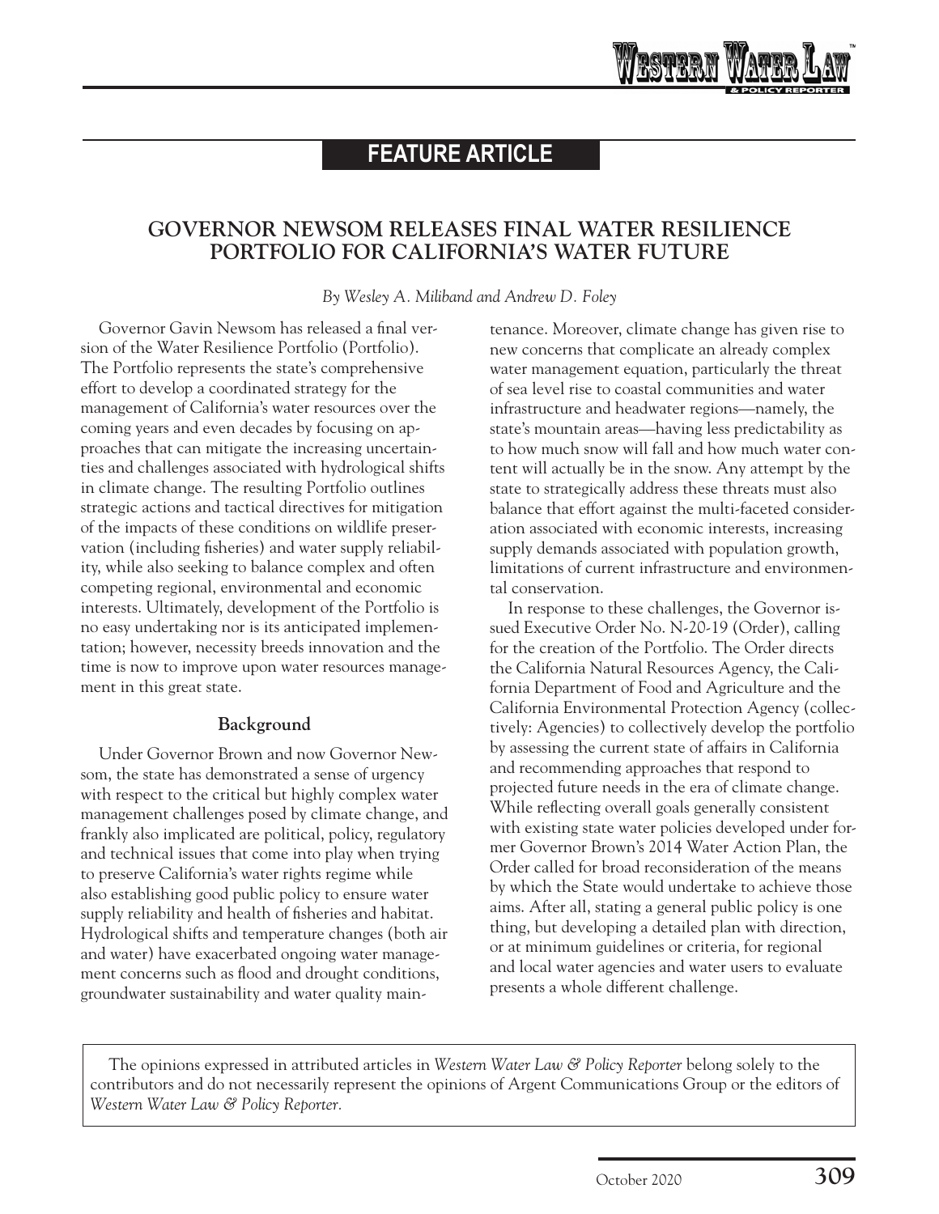## FEATURE ARTICLE

# GOVERNOR NEWSOM RELEASES FINAL WATER RESILIENCE PORTFOLIO FOR CALIFORNIA'S WATER FUTURE

*By Wesley A. Miliband and Andrew D. Foley*

Governor Gavin Newsom has released a final version of the Water Resilience Portfolio (Portfolio). The Portfolio represents the state's comprehensive effort to develop a coordinated strategy for the management of California's water resources over the coming years and even decades by focusing on approaches that can mitigate the increasing uncertainties and challenges associated with hydrological shifts in climate change. The resulting Portfolio outlines strategic actions and tactical directives for mitigation of the impacts of these conditions on wildlife preservation (including fisheries) and water supply reliability, while also seeking to balance complex and often competing regional, environmental and economic interests. Ultimately, development of the Portfolio is no easy undertaking nor is its anticipated implementation; however, necessity breeds innovation and the time is now to improve upon water resources management in this great state.

### Background

Under Governor Brown and now Governor Newsom, the state has demonstrated a sense of urgency with respect to the critical but highly complex water management challenges posed by climate change, and frankly also implicated are political, policy, regulatory and technical issues that come into play when trying to preserve California's water rights regime while also establishing good public policy to ensure water supply reliability and health of fisheries and habitat. Hydrological shifts and temperature changes (both air and water) have exacerbated ongoing water management concerns such as flood and drought conditions, groundwater sustainability and water quality maintenance. Moreover, climate change has given rise to new concerns that complicate an already complex water management equation, particularly the threat of sea level rise to coastal communities and water infrastructure and headwater regions—namely, the state's mountain areas—having less predictability as to how much snow will fall and how much water content will actually be in the snow. Any attempt by the state to strategically address these threats must also balance that effort against the multi-faceted consideration associated with economic interests, increasing supply demands associated with population growth, limitations of current infrastructure and environmental conservation.

In response to these challenges, the Governor issued Executive Order No. N-20-19 (Order), calling for the creation of the Portfolio. The Order directs the California Natural Resources Agency, the California Department of Food and Agriculture and the California Environmental Protection Agency (collectively: Agencies) to collectively develop the portfolio by assessing the current state of affairs in California and recommending approaches that respond to projected future needs in the era of climate change. While reflecting overall goals generally consistent with existing state water policies developed under former Governor Brown's 2014 Water Action Plan, the Order called for broad reconsideration of the means by which the State would undertake to achieve those aims. After all, stating a general public policy is one thing, but developing a detailed plan with direction, or at minimum guidelines or criteria, for regional and local water agencies and water users to evaluate presents a whole different challenge.

The opinions expressed in attributed articles in *Western Water Law & Policy Reporter* belong solely to the contributors and do not necessarily represent the opinions of Argent Communications Group or the editors of *Western Water Law & Policy Reporter.*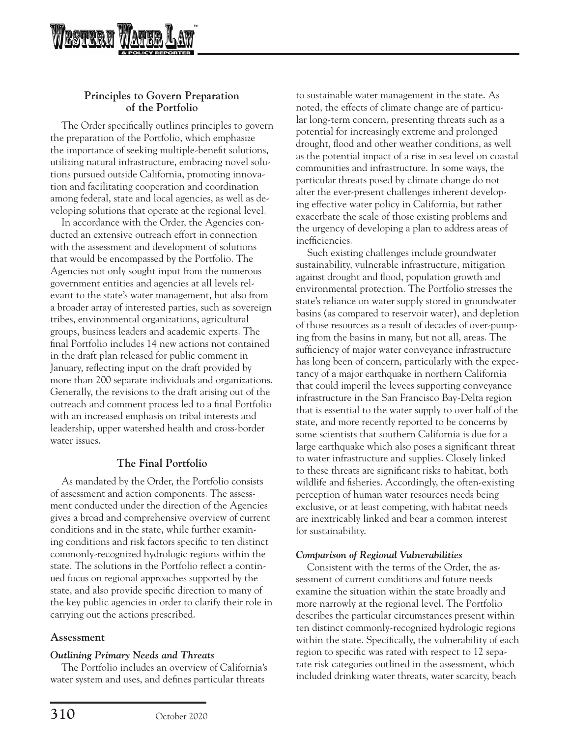## Principles to Govern Preparation of the Portfolio

The Order specifically outlines principles to govern the preparation of the Portfolio, which emphasize the importance of seeking multiple-benefit solutions, utilizing natural infrastructure, embracing novel solutions pursued outside California, promoting innovation and facilitating cooperation and coordination among federal, state and local agencies, as well as developing solutions that operate at the regional level.

In accordance with the Order, the Agencies conducted an extensive outreach effort in connection with the assessment and development of solutions that would be encompassed by the Portfolio. The Agencies not only sought input from the numerous government entities and agencies at all levels relevant to the state's water management, but also from a broader array of interested parties, such as sovereign tribes, environmental organizations, agricultural groups, business leaders and academic experts. The final Portfolio includes 14 new actions not contained in the draft plan released for public comment in January, reflecting input on the draft provided by more than 200 separate individuals and organizations. Generally, the revisions to the draft arising out of the outreach and comment process led to a final Portfolio with an increased emphasis on tribal interests and leadership, upper watershed health and cross-border water issues.

## The Final Portfolio

As mandated by the Order, the Portfolio consists of assessment and action components. The assessment conducted under the direction of the Agencies gives a broad and comprehensive overview of current conditions and in the state, while further examining conditions and risk factors specific to ten distinct commonly-recognized hydrologic regions within the state. The solutions in the Portfolio reflect a continued focus on regional approaches supported by the state, and also provide specific direction to many of the key public agencies in order to clarify their role in carrying out the actions prescribed.

### Assessment

#### *Outlining Primary Needs and Threats*

The Portfolio includes an overview of California's water system and uses, and defines particular threats to sustainable water management in the state. As noted, the effects of climate change are of particular long-term concern, presenting threats such as a potential for increasingly extreme and prolonged drought, flood and other weather conditions, as well as the potential impact of a rise in sea level on coastal communities and infrastructure. In some ways, the particular threats posed by climate change do not alter the ever-present challenges inherent developing effective water policy in California, but rather exacerbate the scale of those existing problems and the urgency of developing a plan to address areas of inefficiencies.

Such existing challenges include groundwater sustainability, vulnerable infrastructure, mitigation against drought and flood, population growth and environmental protection. The Portfolio stresses the state's reliance on water supply stored in groundwater basins (as compared to reservoir water), and depletion of those resources as a result of decades of over-pumping from the basins in many, but not all, areas. The sufficiency of major water conveyance infrastructure has long been of concern, particularly with the expectancy of a major earthquake in northern California that could imperil the levees supporting conveyance infrastructure in the San Francisco Bay-Delta region that is essential to the water supply to over half of the state, and more recently reported to be concerns by some scientists that southern California is due for a large earthquake which also poses a significant threat to water infrastructure and supplies. Closely linked to these threats are significant risks to habitat, both wildlife and fisheries. Accordingly, the often-existing perception of human water resources needs being exclusive, or at least competing, with habitat needs are inextricably linked and bear a common interest for sustainability.

#### *Comparison of Regional Vulnerabilities*

Consistent with the terms of the Order, the assessment of current conditions and future needs examine the situation within the state broadly and more narrowly at the regional level. The Portfolio describes the particular circumstances present within ten distinct commonly-recognized hydrologic regions within the state. Specifically, the vulnerability of each region to specific was rated with respect to 12 separate risk categories outlined in the assessment, which included drinking water threats, water scarcity, beach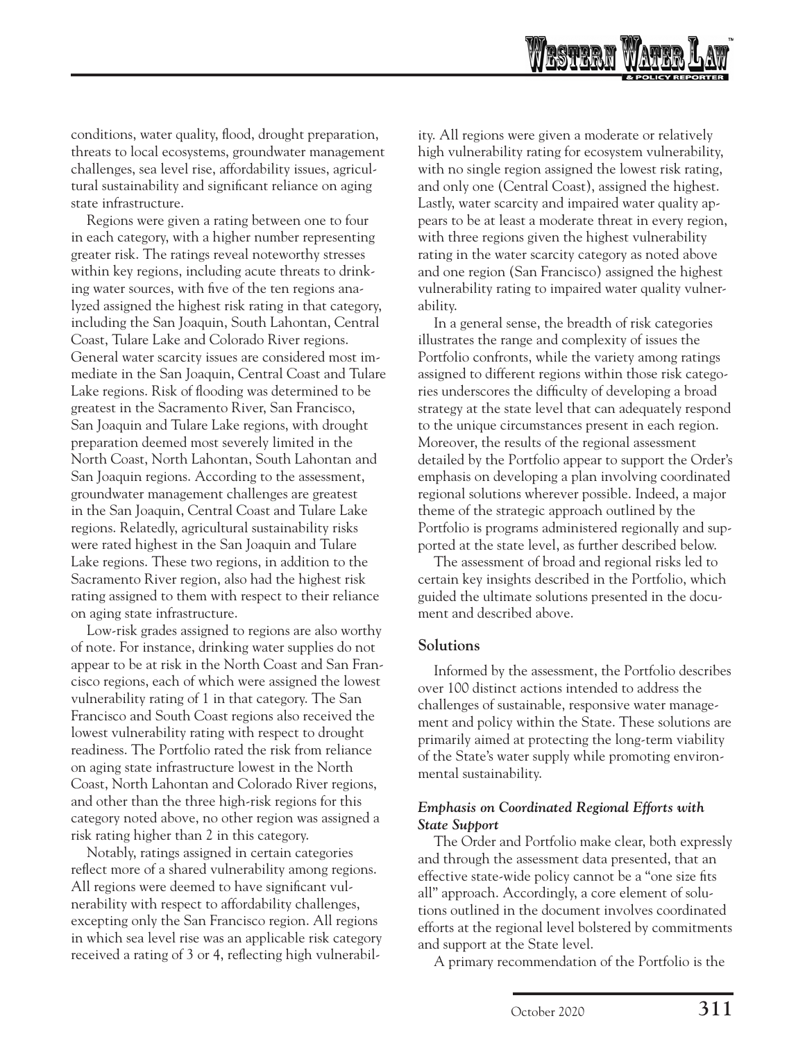conditions, water quality, flood, drought preparation, threats to local ecosystems, groundwater management challenges, sea level rise, affordability issues, agricultural sustainability and significant reliance on aging state infrastructure.

Regions were given a rating between one to four in each category, with a higher number representing greater risk. The ratings reveal noteworthy stresses within key regions, including acute threats to drinking water sources, with five of the ten regions analyzed assigned the highest risk rating in that category, including the San Joaquin, South Lahontan, Central Coast, Tulare Lake and Colorado River regions. General water scarcity issues are considered most immediate in the San Joaquin, Central Coast and Tulare Lake regions. Risk of flooding was determined to be greatest in the Sacramento River, San Francisco, San Joaquin and Tulare Lake regions, with drought preparation deemed most severely limited in the North Coast, North Lahontan, South Lahontan and San Joaquin regions. According to the assessment, groundwater management challenges are greatest in the San Joaquin, Central Coast and Tulare Lake regions. Relatedly, agricultural sustainability risks were rated highest in the San Joaquin and Tulare Lake regions. These two regions, in addition to the Sacramento River region, also had the highest risk rating assigned to them with respect to their reliance on aging state infrastructure.

Low-risk grades assigned to regions are also worthy of note. For instance, drinking water supplies do not appear to be at risk in the North Coast and San Francisco regions, each of which were assigned the lowest vulnerability rating of 1 in that category. The San Francisco and South Coast regions also received the lowest vulnerability rating with respect to drought readiness. The Portfolio rated the risk from reliance on aging state infrastructure lowest in the North Coast, North Lahontan and Colorado River regions, and other than the three high-risk regions for this category noted above, no other region was assigned a risk rating higher than 2 in this category.

Notably, ratings assigned in certain categories reflect more of a shared vulnerability among regions. All regions were deemed to have significant vulnerability with respect to affordability challenges, excepting only the San Francisco region. All regions in which sea level rise was an applicable risk category received a rating of 3 or 4, reflecting high vulnerability. All regions were given a moderate or relatively high vulnerability rating for ecosystem vulnerability, with no single region assigned the lowest risk rating, and only one (Central Coast), assigned the highest. Lastly, water scarcity and impaired water quality appears to be at least a moderate threat in every region, with three regions given the highest vulnerability rating in the water scarcity category as noted above and one region (San Francisco) assigned the highest vulnerability rating to impaired water quality vulnerability.

In a general sense, the breadth of risk categories illustrates the range and complexity of issues the Portfolio confronts, while the variety among ratings assigned to different regions within those risk categories underscores the difficulty of developing a broad strategy at the state level that can adequately respond to the unique circumstances present in each region. Moreover, the results of the regional assessment detailed by the Portfolio appear to support the Order's emphasis on developing a plan involving coordinated regional solutions wherever possible. Indeed, a major theme of the strategic approach outlined by the Portfolio is programs administered regionally and supported at the state level, as further described below.

The assessment of broad and regional risks led to certain key insights described in the Portfolio, which guided the ultimate solutions presented in the document and described above.

### Solutions

Informed by the assessment, the Portfolio describes over 100 distinct actions intended to address the challenges of sustainable, responsive water management and policy within the State. These solutions are primarily aimed at protecting the long-term viability of the State's water supply while promoting environmental sustainability.

#### *Emphasis on Coordinated Regional Efforts with State Support*

The Order and Portfolio make clear, both expressly and through the assessment data presented, that an effective state-wide policy cannot be a "one size fits all" approach. Accordingly, a core element of solutions outlined in the document involves coordinated efforts at the regional level bolstered by commitments and support at the State level.

A primary recommendation of the Portfolio is the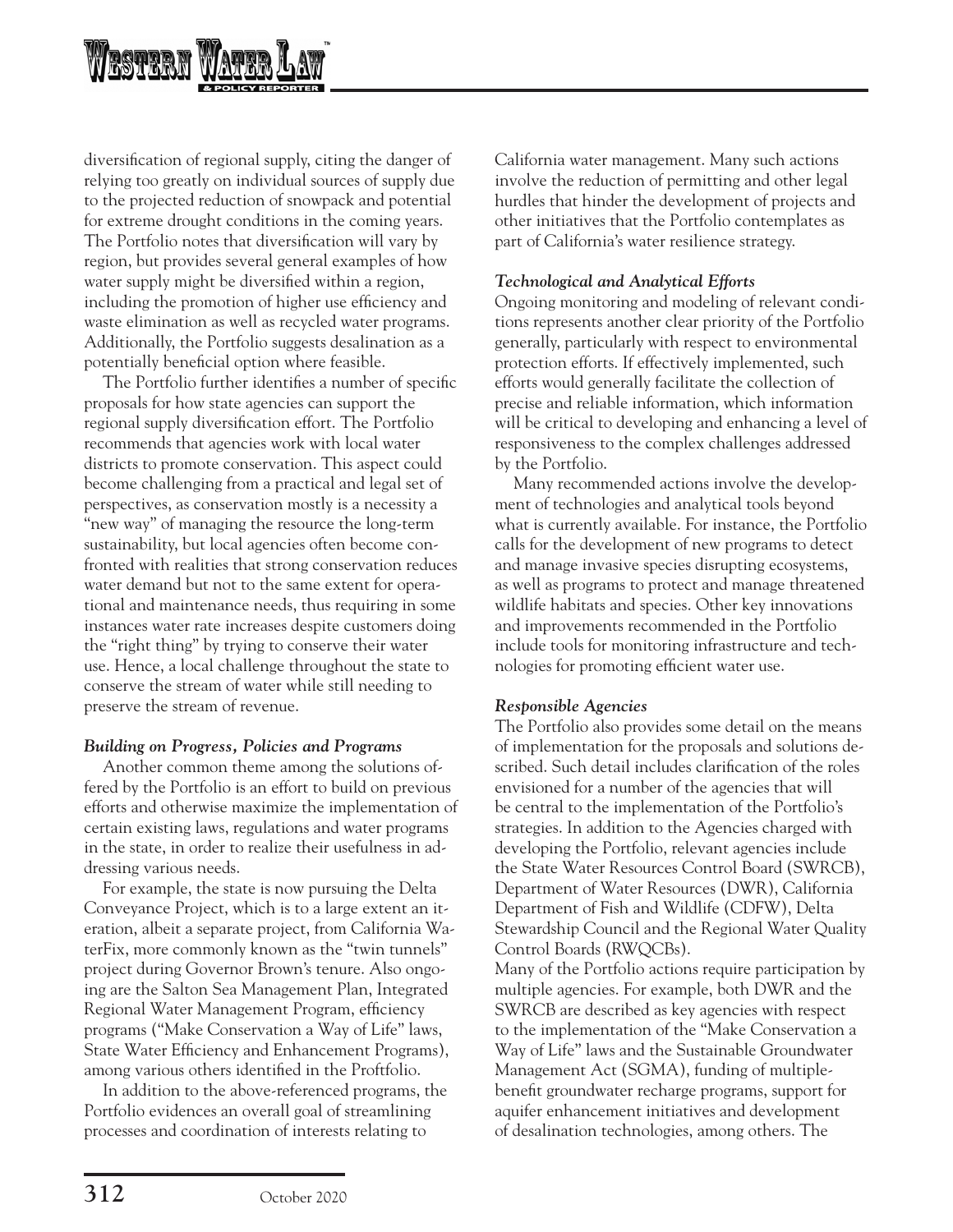diversification of regional supply, citing the danger of relying too greatly on individual sources of supply due to the projected reduction of snowpack and potential for extreme drought conditions in the coming years. The Portfolio notes that diversification will vary by region, but provides several general examples of how water supply might be diversified within a region, including the promotion of higher use efficiency and waste elimination as well as recycled water programs. Additionally, the Portfolio suggests desalination as a potentially beneficial option where feasible.

The Portfolio further identifies a number of specific proposals for how state agencies can support the regional supply diversification effort. The Portfolio recommends that agencies work with local water districts to promote conservation. This aspect could become challenging from a practical and legal set of perspectives, as conservation mostly is a necessity a "new way" of managing the resource the long-term sustainability, but local agencies often become confronted with realities that strong conservation reduces water demand but not to the same extent for operational and maintenance needs, thus requiring in some instances water rate increases despite customers doing the "right thing" by trying to conserve their water use. Hence, a local challenge throughout the state to conserve the stream of water while still needing to preserve the stream of revenue.

### *Building on Progress, Policies and Programs*

Another common theme among the solutions offered by the Portfolio is an effort to build on previous efforts and otherwise maximize the implementation of certain existing laws, regulations and water programs in the state, in order to realize their usefulness in addressing various needs.

For example, the state is now pursuing the Delta Conveyance Project, which is to a large extent an iteration, albeit a separate project, from California WaterFix, more commonly known as the "twin tunnels" project during Governor Brown's tenure. Also ongoing are the Salton Sea Management Plan, Integrated Regional Water Management Program, efficiency programs ("Make Conservation a Way of Life" laws, State Water Efficiency and Enhancement Programs), among various others identified in the Proftfolio.

In addition to the above-referenced programs, the Portfolio evidences an overall goal of streamlining processes and coordination of interests relating to California water management. Many such actions involve the reduction of permitting and other legal hurdles that hinder the development of projects and other initiatives that the Portfolio contemplates as part of California's water resilience strategy.

### *Technological and Analytical Efforts*

Ongoing monitoring and modeling of relevant conditions represents another clear priority of the Portfolio generally, particularly with respect to environmental protection efforts. If effectively implemented, such efforts would generally facilitate the collection of precise and reliable information, which information will be critical to developing and enhancing a level of responsiveness to the complex challenges addressed by the Portfolio.

Many recommended actions involve the development of technologies and analytical tools beyond what is currently available. For instance, the Portfolio calls for the development of new programs to detect and manage invasive species disrupting ecosystems, as well as programs to protect and manage threatened wildlife habitats and species. Other key innovations and improvements recommended in the Portfolio include tools for monitoring infrastructure and technologies for promoting efficient water use.

### *Responsible Agencies*

The Portfolio also provides some detail on the means of implementation for the proposals and solutions described. Such detail includes clarification of the roles envisioned for a number of the agencies that will be central to the implementation of the Portfolio's strategies. In addition to the Agencies charged with developing the Portfolio, relevant agencies include the State Water Resources Control Board (SWRCB), Department of Water Resources (DWR), California Department of Fish and Wildlife (CDFW), Delta Stewardship Council and the Regional Water Quality Control Boards (RWQCBs).

Many of the Portfolio actions require participation by multiple agencies. For example, both DWR and the SWRCB are described as key agencies with respect to the implementation of the "Make Conservation a Way of Life" laws and the Sustainable Groundwater Management Act (SGMA), funding of multiple-benefit groundwater recharge programs, support for aquifer enhancement initiatives and development of desalination technologies, among others. The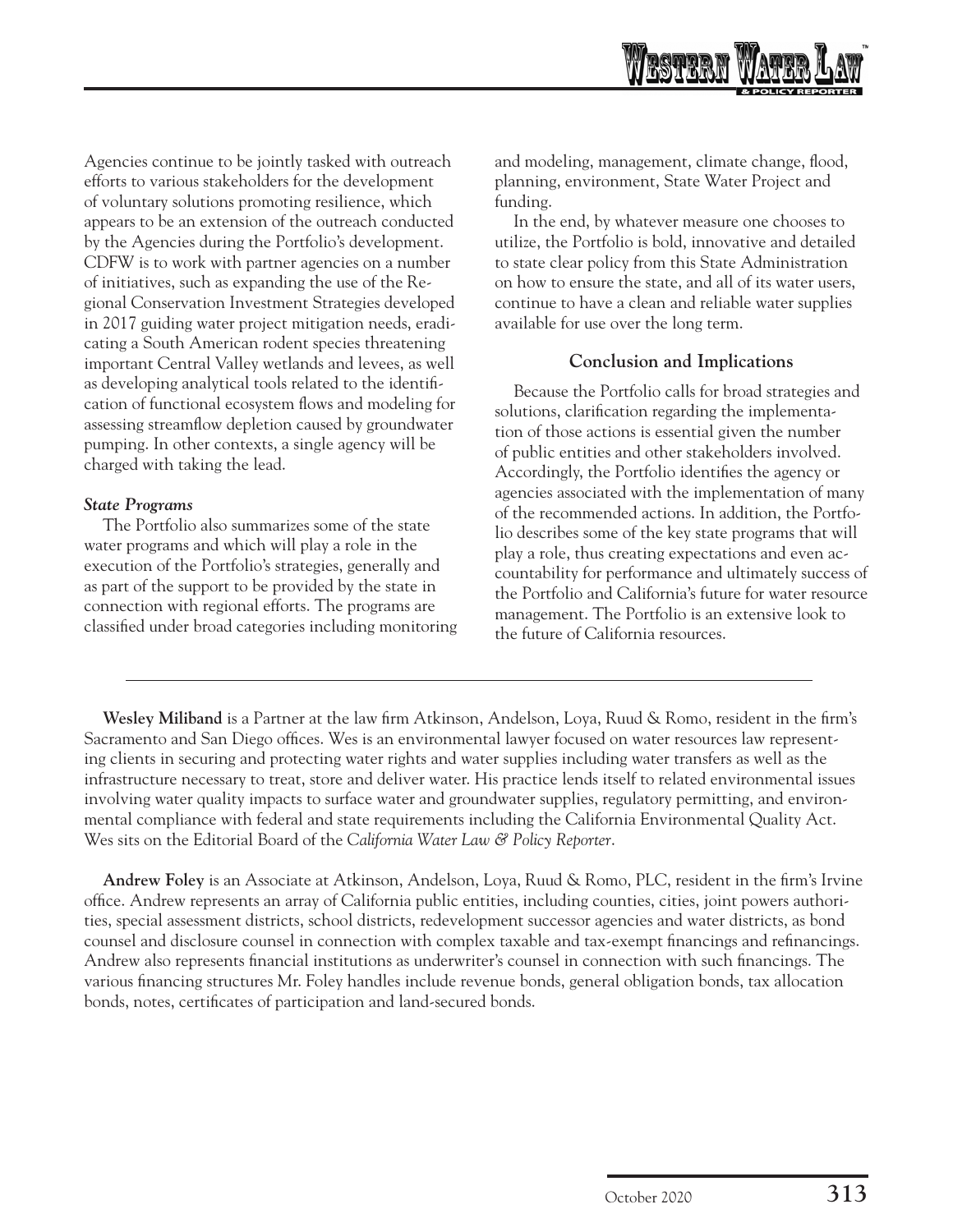Agencies continue to be jointly tasked with outreach efforts to various stakeholders for the development of voluntary solutions promoting resilience, which appears to be an extension of the outreach conducted by the Agencies during the Portfolio's development. CDFW is to work with partner agencies on a number of initiatives, such as expanding the use of the Regional Conservation Investment Strategies developed in 2017 guiding water project mitigation needs, eradicating a South American rodent species threatening important Central Valley wetlands and levees, as well as developing analytical tools related to the identification of functional ecosystem flows and modeling for assessing streamflow depletion caused by groundwater pumping. In other contexts, a single agency will be charged with taking the lead.

***State Programs***

The Portfolio also summarizes some of the state water programs and which will play a role in the execution of the Portfolio's strategies, generally and as part of the support to be provided by the state in connection with regional efforts. The programs are classified under broad categories including monitoring and modeling, management, climate change, flood, planning, environment, State Water Project and funding.

In the end, by whatever measure one chooses to utilize, the Portfolio is bold, innovative and detailed to state clear policy from this State Administration on how to ensure the state, and all of its water users, continue to have a clean and reliable water supplies available for use over the long term.

## Conclusion and Implications

Because the Portfolio calls for broad strategies and solutions, clarification regarding the implementation of those actions is essential given the number of public entities and other stakeholders involved. Accordingly, the Portfolio identifies the agency or agencies associated with the implementation of many of the recommended actions. In addition, the Portfolio describes some of the key state programs that will play a role, thus creating expectations and even accountability for performance and ultimately success of the Portfolio and California's future for water resource management. The Portfolio is an extensive look to the future of California resources.

---

**Wesley Miliband** is a Partner at the law firm Atkinson, Andelson, Loya, Ruud & Romo, resident in the firm's Sacramento and San Diego offices. Wes is an environmental lawyer focused on water resources law representing clients in securing and protecting water rights and water supplies including water transfers as well as the infrastructure necessary to treat, store and deliver water. His practice lends itself to related environmental issues involving water quality impacts to surface water and groundwater supplies, regulatory permitting, and environmental compliance with federal and state requirements including the California Environmental Quality Act. Wes sits on the Editorial Board of the *California Water Law & Policy Reporter*.

**Andrew Foley** is an Associate at Atkinson, Andelson, Loya, Ruud & Romo, PLC, resident in the firm's Irvine office. Andrew represents an array of California public entities, including counties, cities, joint powers authorities, special assessment districts, school districts, redevelopment successor agencies and water districts, as bond counsel and disclosure counsel in connection with complex taxable and tax-exempt financings and refinancings. Andrew also represents financial institutions as underwriter's counsel in connection with such financings. The various financing structures Mr. Foley handles include revenue bonds, general obligation bonds, tax allocation bonds, notes, certificates of participation and land-secured bonds.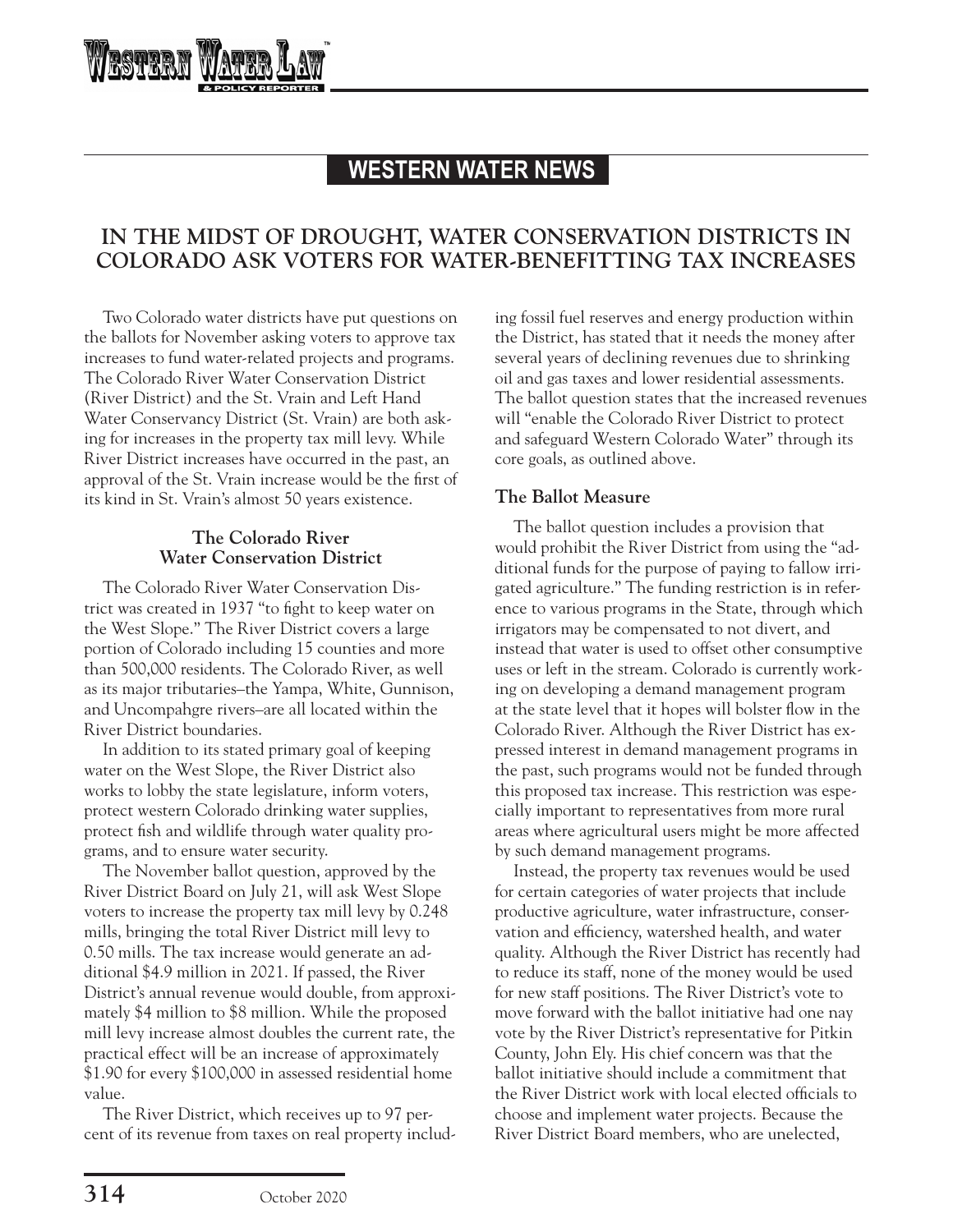## WESTERN WATER NEWS

### IN THE MIDST OF DROUGHT, WATER CONSERVATION DISTRICTS IN COLORADO ASK VOTERS FOR WATER-BENEFITTING TAX INCREASES

Two Colorado water districts have put questions on the ballots for November asking voters to approve tax increases to fund water-related projects and programs. The Colorado River Water Conservation District (River District) and the St. Vrain and Left Hand Water Conservancy District (St. Vrain) are both asking for increases in the property tax mill levy. While River District increases have occurred in the past, an approval of the St. Vrain increase would be the first of its kind in St. Vrain's almost 50 years existence.

#### The Colorado River Water Conservation District

The Colorado River Water Conservation District was created in 1937 "to fight to keep water on the West Slope." The River District covers a large portion of Colorado including 15 counties and more than 500,000 residents. The Colorado River, as well as its major tributaries–the Yampa, White, Gunnison, and Uncompahgre rivers–are all located within the River District boundaries.

In addition to its stated primary goal of keeping water on the West Slope, the River District also works to lobby the state legislature, inform voters, protect western Colorado drinking water supplies, protect fish and wildlife through water quality programs, and to ensure water security.

The November ballot question, approved by the River District Board on July 21, will ask West Slope voters to increase the property tax mill levy by 0.248 mills, bringing the total River District mill levy to 0.50 mills. The tax increase would generate an additional $4.9 million in 2021. If passed, the River District's annual revenue would double, from approximately $4 million to $8 million. While the proposed mill levy increase almost doubles the current rate, the practical effect will be an increase of approximately $1.90 for every $100,000 in assessed residential home value.

The River District, which receives up to 97 percent of its revenue from taxes on real property including fossil fuel reserves and energy production within the District, has stated that it needs the money after several years of declining revenues due to shrinking oil and gas taxes and lower residential assessments. The ballot question states that the increased revenues will "enable the Colorado River District to protect and safeguard Western Colorado Water" through its core goals, as outlined above.

#### The Ballot Measure

The ballot question includes a provision that would prohibit the River District from using the "additional funds for the purpose of paying to fallow irrigated agriculture." The funding restriction is in reference to various programs in the State, through which irrigators may be compensated to not divert, and instead that water is used to offset other consumptive uses or left in the stream. Colorado is currently working on developing a demand management program at the state level that it hopes will bolster flow in the Colorado River. Although the River District has expressed interest in demand management programs in the past, such programs would not be funded through this proposed tax increase. This restriction was especially important to representatives from more rural areas where agricultural users might be more affected by such demand management programs.

Instead, the property tax revenues would be used for certain categories of water projects that include productive agriculture, water infrastructure, conservation and efficiency, watershed health, and water quality. Although the River District has recently had to reduce its staff, none of the money would be used for new staff positions. The River District's vote to move forward with the ballot initiative had one nay vote by the River District's representative for Pitkin County, John Ely. His chief concern was that the ballot initiative should include a commitment that the River District work with local elected officials to choose and implement water projects. Because the River District Board members, who are unelected,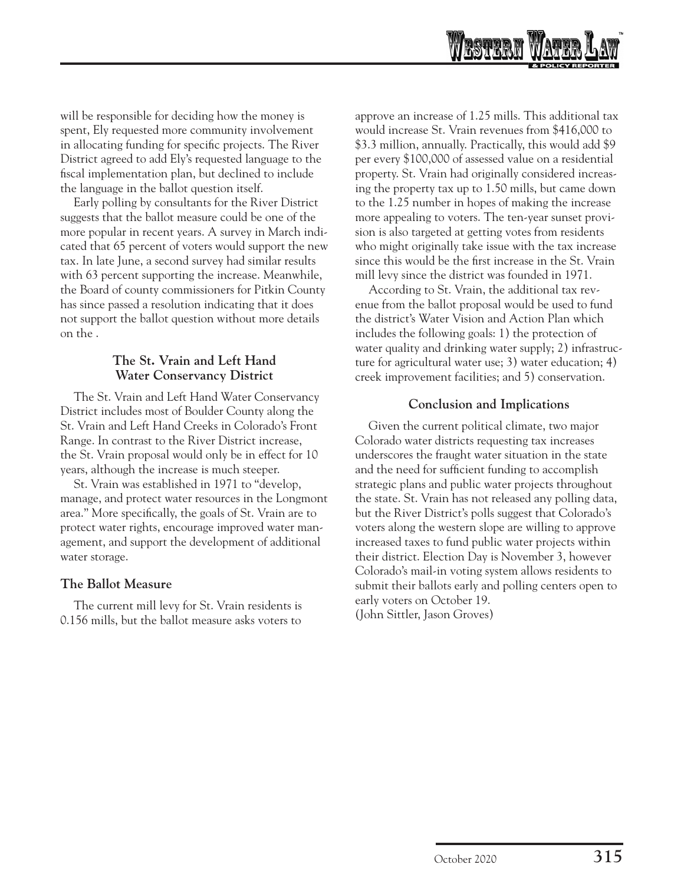will be responsible for deciding how the money is spent, Ely requested more community involvement in allocating funding for specific projects. The River District agreed to add Ely's requested language to the fiscal implementation plan, but declined to include the language in the ballot question itself.

Early polling by consultants for the River District suggests that the ballot measure could be one of the more popular in recent years. A survey in March indicated that 65 percent of voters would support the new tax. In late June, a second survey had similar results with 63 percent supporting the increase. Meanwhile, the Board of county commissioners for Pitkin County has since passed a resolution indicating that it does not support the ballot question without more details on the .

### The St. Vrain and Left Hand Water Conservancy District

The St. Vrain and Left Hand Water Conservancy District includes most of Boulder County along the St. Vrain and Left Hand Creeks in Colorado's Front Range. In contrast to the River District increase, the St. Vrain proposal would only be in effect for 10 years, although the increase is much steeper.

St. Vrain was established in 1971 to "develop, manage, and protect water resources in the Longmont area." More specifically, the goals of St. Vrain are to protect water rights, encourage improved water management, and support the development of additional water storage.

### The Ballot Measure

The current mill levy for St. Vrain residents is 0.156 mills, but the ballot measure asks voters to approve an increase of 1.25 mills. This additional tax would increase St. Vrain revenues from $416,000 to $3.3 million, annually. Practically, this would add $9 per every $100,000 of assessed value on a residential property. St. Vrain had originally considered increasing the property tax up to 1.50 mills, but came down to the 1.25 number in hopes of making the increase more appealing to voters. The ten-year sunset provision is also targeted at getting votes from residents who might originally take issue with the tax increase since this would be the first increase in the St. Vrain mill levy since the district was founded in 1971.

According to St. Vrain, the additional tax revenue from the ballot proposal would be used to fund the district's Water Vision and Action Plan which includes the following goals: 1) the protection of water quality and drinking water supply; 2) infrastructure for agricultural water use; 3) water education; 4) creek improvement facilities; and 5) conservation.

### Conclusion and Implications

Given the current political climate, two major Colorado water districts requesting tax increases underscores the fraught water situation in the state and the need for sufficient funding to accomplish strategic plans and public water projects throughout the state. St. Vrain has not released any polling data, but the River District's polls suggest that Colorado's voters along the western slope are willing to approve increased taxes to fund public water projects within their district. Election Day is November 3, however Colorado's mail-in voting system allows residents to submit their ballots early and polling centers open to early voters on October 19.
(John Sittler, Jason Groves)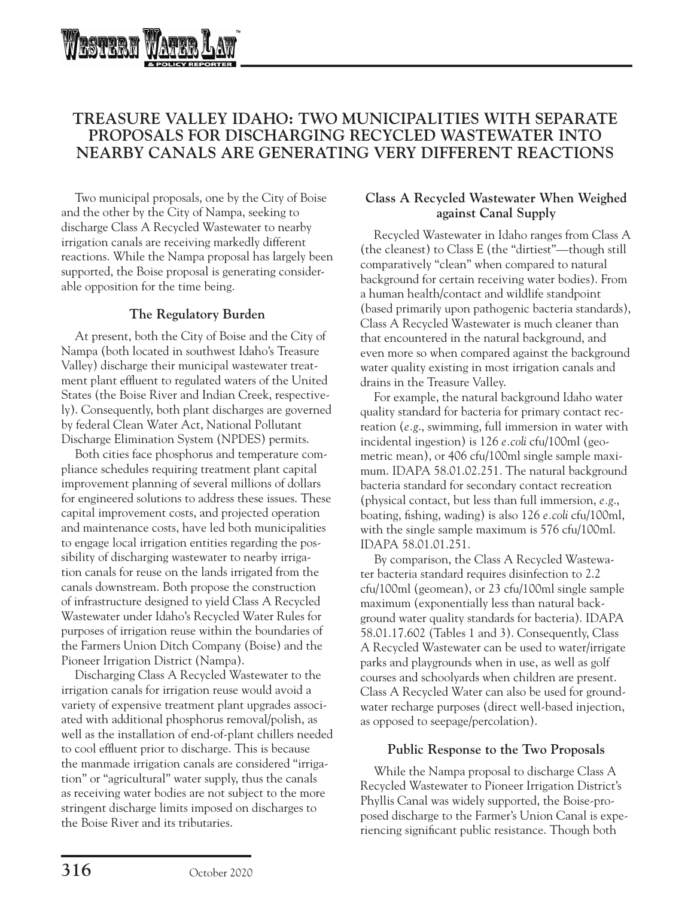# TREASURE VALLEY IDAHO: TWO MUNICIPALITIES WITH SEPARATE PROPOSALS FOR DISCHARGING RECYCLED WASTEWATER INTO NEARBY CANALS ARE GENERATING VERY DIFFERENT REACTIONS

Two municipal proposals, one by the City of Boise and the other by the City of Nampa, seeking to discharge Class A Recycled Wastewater to nearby irrigation canals are receiving markedly different reactions. While the Nampa proposal has largely been supported, the Boise proposal is generating considerable opposition for the time being.

## The Regulatory Burden

At present, both the City of Boise and the City of Nampa (both located in southwest Idaho's Treasure Valley) discharge their municipal wastewater treatment plant effluent to regulated waters of the United States (the Boise River and Indian Creek, respectively). Consequently, both plant discharges are governed by federal Clean Water Act, National Pollutant Discharge Elimination System (NPDES) permits.

Both cities face phosphorus and temperature compliance schedules requiring treatment plant capital improvement planning of several millions of dollars for engineered solutions to address these issues. These capital improvement costs, and projected operation and maintenance costs, have led both municipalities to engage local irrigation entities regarding the possibility of discharging wastewater to nearby irrigation canals for reuse on the lands irrigated from the canals downstream. Both propose the construction of infrastructure designed to yield Class A Recycled Wastewater under Idaho's Recycled Water Rules for purposes of irrigation reuse within the boundaries of the Farmers Union Ditch Company (Boise) and the Pioneer Irrigation District (Nampa).

Discharging Class A Recycled Wastewater to the irrigation canals for irrigation reuse would avoid a variety of expensive treatment plant upgrades associated with additional phosphorus removal/polish, as well as the installation of end-of-plant chillers needed to cool effluent prior to discharge. This is because the manmade irrigation canals are considered "irrigation" or "agricultural" water supply, thus the canals as receiving water bodies are not subject to the more stringent discharge limits imposed on discharges to the Boise River and its tributaries.

## Class A Recycled Wastewater When Weighed against Canal Supply

Recycled Wastewater in Idaho ranges from Class A (the cleanest) to Class E (the "dirtiest"—though still comparatively "clean" when compared to natural background for certain receiving water bodies). From a human health/contact and wildlife standpoint (based primarily upon pathogenic bacteria standards), Class A Recycled Wastewater is much cleaner than that encountered in the natural background, and even more so when compared against the background water quality existing in most irrigation canals and drains in the Treasure Valley.

For example, the natural background Idaho water quality standard for bacteria for primary contact recreation (*e.g.*, swimming, full immersion in water with incidental ingestion) is 126 *e.coli* cfu/100ml (geometric mean), or 406 cfu/100ml single sample maximum. IDAPA 58.01.02.251. The natural background bacteria standard for secondary contact recreation (physical contact, but less than full immersion, *e.g.*, boating, fishing, wading) is also 126 *e.coli* cfu/100ml, with the single sample maximum is 576 cfu/100ml. IDAPA 58.01.01.251.

By comparison, the Class A Recycled Wastewater bacteria standard requires disinfection to 2.2 cfu/100ml (geomean), or 23 cfu/100ml single sample maximum (exponentially less than natural background water quality standards for bacteria). IDAPA 58.01.17.602 (Tables 1 and 3). Consequently, Class A Recycled Wastewater can be used to water/irrigate parks and playgrounds when in use, as well as golf courses and schoolyards when children are present. Class A Recycled Water can also be used for groundwater recharge purposes (direct well-based injection, as opposed to seepage/percolation).

## Public Response to the Two Proposals

While the Nampa proposal to discharge Class A Recycled Wastewater to Pioneer Irrigation District's Phyllis Canal was widely supported, the Boise-proposed discharge to the Farmer's Union Canal is experiencing significant public resistance. Though both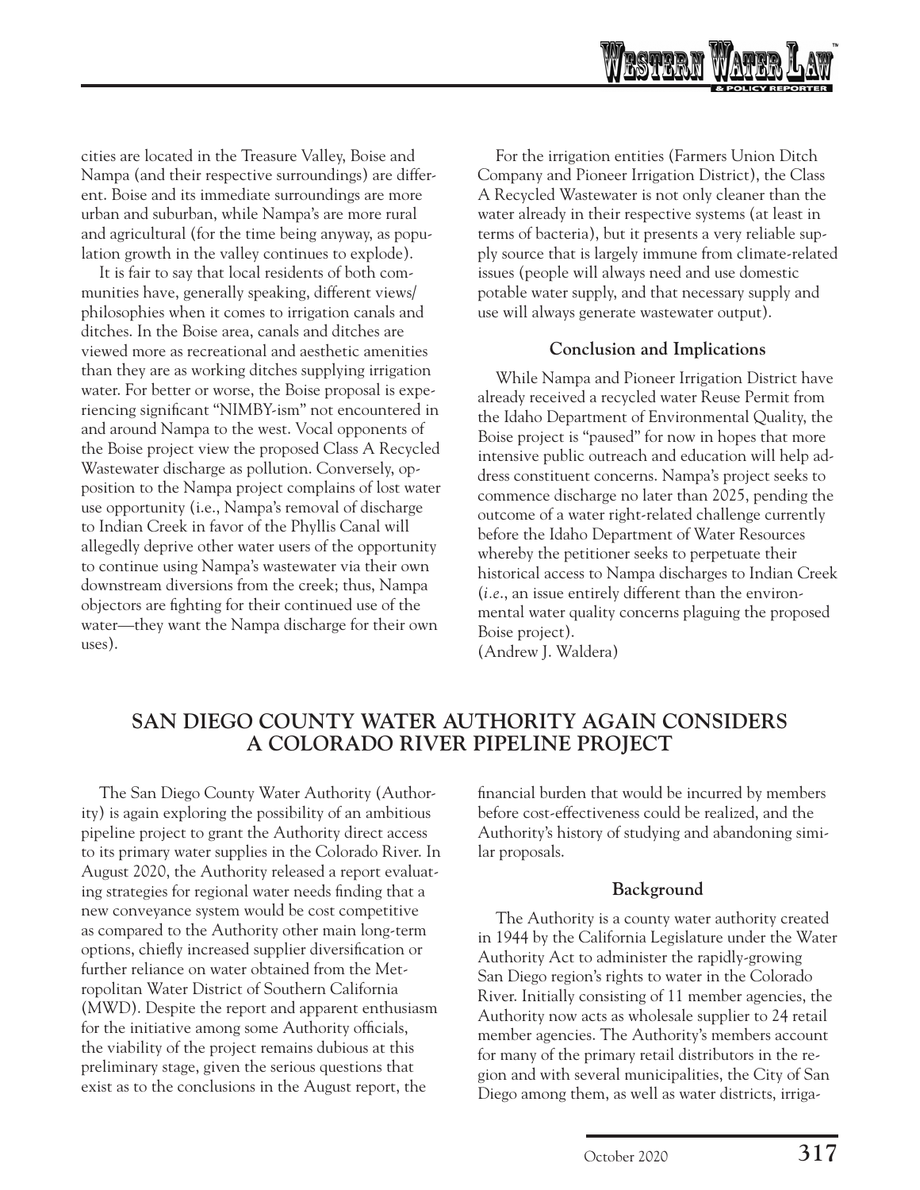cities are located in the Treasure Valley, Boise and Nampa (and their respective surroundings) are different. Boise and its immediate surroundings are more urban and suburban, while Nampa's are more rural and agricultural (for the time being anyway, as population growth in the valley continues to explode).

It is fair to say that local residents of both communities have, generally speaking, different views/philosophies when it comes to irrigation canals and ditches. In the Boise area, canals and ditches are viewed more as recreational and aesthetic amenities than they are as working ditches supplying irrigation water. For better or worse, the Boise proposal is experiencing significant "NIMBY-ism" not encountered in and around Nampa to the west. Vocal opponents of the Boise project view the proposed Class A Recycled Wastewater discharge as pollution. Conversely, opposition to the Nampa project complains of lost water use opportunity (i.e., Nampa's removal of discharge to Indian Creek in favor of the Phyllis Canal will allegedly deprive other water users of the opportunity to continue using Nampa's wastewater via their own downstream diversions from the creek; thus, Nampa objectors are fighting for their continued use of the water—they want the Nampa discharge for their own uses).

For the irrigation entities (Farmers Union Ditch Company and Pioneer Irrigation District), the Class A Recycled Wastewater is not only cleaner than the water already in their respective systems (at least in terms of bacteria), but it presents a very reliable supply source that is largely immune from climate-related issues (people will always need and use domestic potable water supply, and that necessary supply and use will always generate wastewater output).

**Conclusion and Implications**

While Nampa and Pioneer Irrigation District have already received a recycled water Reuse Permit from the Idaho Department of Environmental Quality, the Boise project is "paused" for now in hopes that more intensive public outreach and education will help address constituent concerns. Nampa's project seeks to commence discharge no later than 2025, pending the outcome of a water right-related challenge currently before the Idaho Department of Water Resources whereby the petitioner seeks to perpetuate their historical access to Nampa discharges to Indian Creek (*i.e.*, an issue entirely different than the environmental water quality concerns plaguing the proposed Boise project).
(Andrew J. Waldera)

## SAN DIEGO COUNTY WATER AUTHORITY AGAIN CONSIDERS A COLORADO RIVER PIPELINE PROJECT

The San Diego County Water Authority (Authority) is again exploring the possibility of an ambitious pipeline project to grant the Authority direct access to its primary water supplies in the Colorado River. In August 2020, the Authority released a report evaluating strategies for regional water needs finding that a new conveyance system would be cost competitive as compared to the Authority other main long-term options, chiefly increased supplier diversification or further reliance on water obtained from the Metropolitan Water District of Southern California (MWD). Despite the report and apparent enthusiasm for the initiative among some Authority officials, the viability of the project remains dubious at this preliminary stage, given the serious questions that exist as to the conclusions in the August report, the financial burden that would be incurred by members before cost-effectiveness could be realized, and the Authority's history of studying and abandoning similar proposals.

**Background**

The Authority is a county water authority created in 1944 by the California Legislature under the Water Authority Act to administer the rapidly-growing San Diego region's rights to water in the Colorado River. Initially consisting of 11 member agencies, the Authority now acts as wholesale supplier to 24 retail member agencies. The Authority's members account for many of the primary retail distributors in the region and with several municipalities, the City of San Diego among them, as well as water districts, irriga-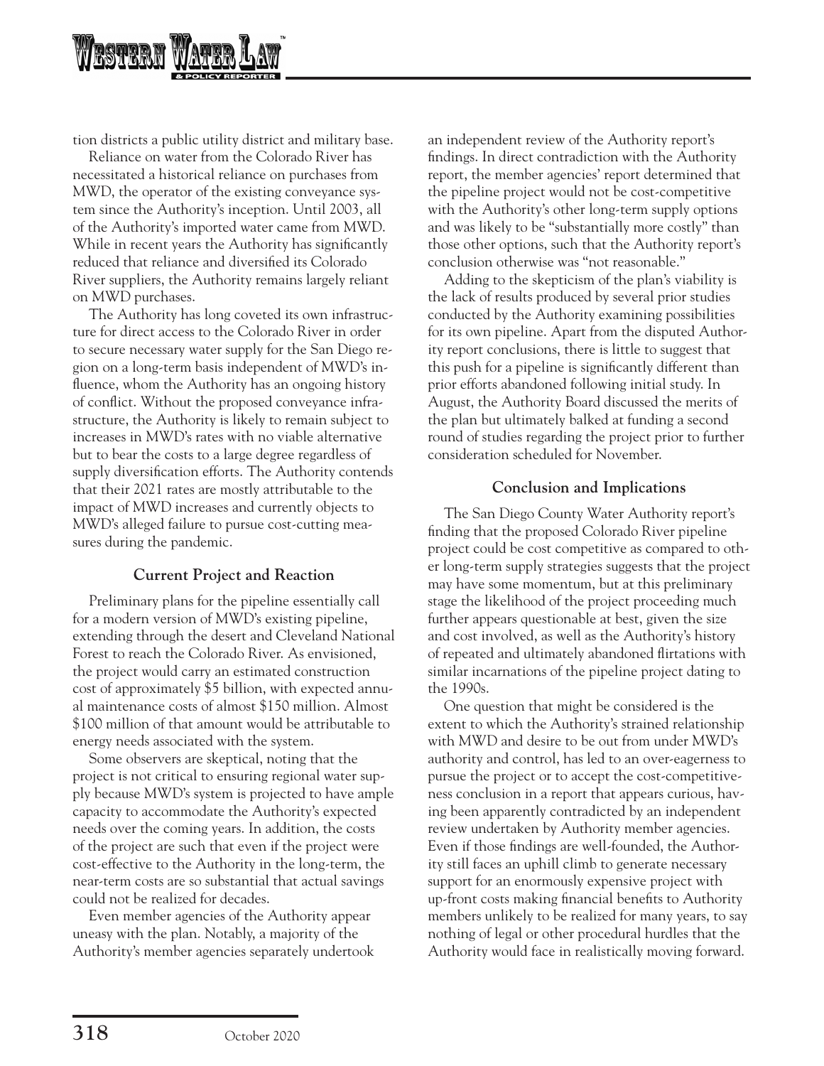tion districts a public utility district and military base.

Reliance on water from the Colorado River has necessitated a historical reliance on purchases from MWD, the operator of the existing conveyance system since the Authority's inception. Until 2003, all of the Authority's imported water came from MWD. While in recent years the Authority has significantly reduced that reliance and diversified its Colorado River suppliers, the Authority remains largely reliant on MWD purchases.

The Authority has long coveted its own infrastructure for direct access to the Colorado River in order to secure necessary water supply for the San Diego region on a long-term basis independent of MWD's influence, whom the Authority has an ongoing history of conflict. Without the proposed conveyance infrastructure, the Authority is likely to remain subject to increases in MWD's rates with no viable alternative but to bear the costs to a large degree regardless of supply diversification efforts. The Authority contends that their 2021 rates are mostly attributable to the impact of MWD increases and currently objects to MWD's alleged failure to pursue cost-cutting measures during the pandemic.

## Current Project and Reaction

Preliminary plans for the pipeline essentially call for a modern version of MWD's existing pipeline, extending through the desert and Cleveland National Forest to reach the Colorado River. As envisioned, the project would carry an estimated construction cost of approximately $5 billion, with expected annual maintenance costs of almost $150 million. Almost $100 million of that amount would be attributable to energy needs associated with the system.

Some observers are skeptical, noting that the project is not critical to ensuring regional water supply because MWD's system is projected to have ample capacity to accommodate the Authority's expected needs over the coming years. In addition, the costs of the project are such that even if the project were cost-effective to the Authority in the long-term, the near-term costs are so substantial that actual savings could not be realized for decades.

Even member agencies of the Authority appear uneasy with the plan. Notably, a majority of the Authority's member agencies separately undertook an independent review of the Authority report's findings. In direct contradiction with the Authority report, the member agencies' report determined that the pipeline project would not be cost-competitive with the Authority's other long-term supply options and was likely to be "substantially more costly" than those other options, such that the Authority report's conclusion otherwise was "not reasonable."

Adding to the skepticism of the plan's viability is the lack of results produced by several prior studies conducted by the Authority examining possibilities for its own pipeline. Apart from the disputed Authority report conclusions, there is little to suggest that this push for a pipeline is significantly different than prior efforts abandoned following initial study. In August, the Authority Board discussed the merits of the plan but ultimately balked at funding a second round of studies regarding the project prior to further consideration scheduled for November.

## Conclusion and Implications

The San Diego County Water Authority report's finding that the proposed Colorado River pipeline project could be cost competitive as compared to other long-term supply strategies suggests that the project may have some momentum, but at this preliminary stage the likelihood of the project proceeding much further appears questionable at best, given the size and cost involved, as well as the Authority's history of repeated and ultimately abandoned flirtations with similar incarnations of the pipeline project dating to the 1990s.

One question that might be considered is the extent to which the Authority's strained relationship with MWD and desire to be out from under MWD's authority and control, has led to an over-eagerness to pursue the project or to accept the cost-competitiveness conclusion in a report that appears curious, having been apparently contradicted by an independent review undertaken by Authority member agencies. Even if those findings are well-founded, the Authority still faces an uphill climb to generate necessary support for an enormously expensive project with up-front costs making financial benefits to Authority members unlikely to be realized for many years, to say nothing of legal or other procedural hurdles that the Authority would face in realistically moving forward.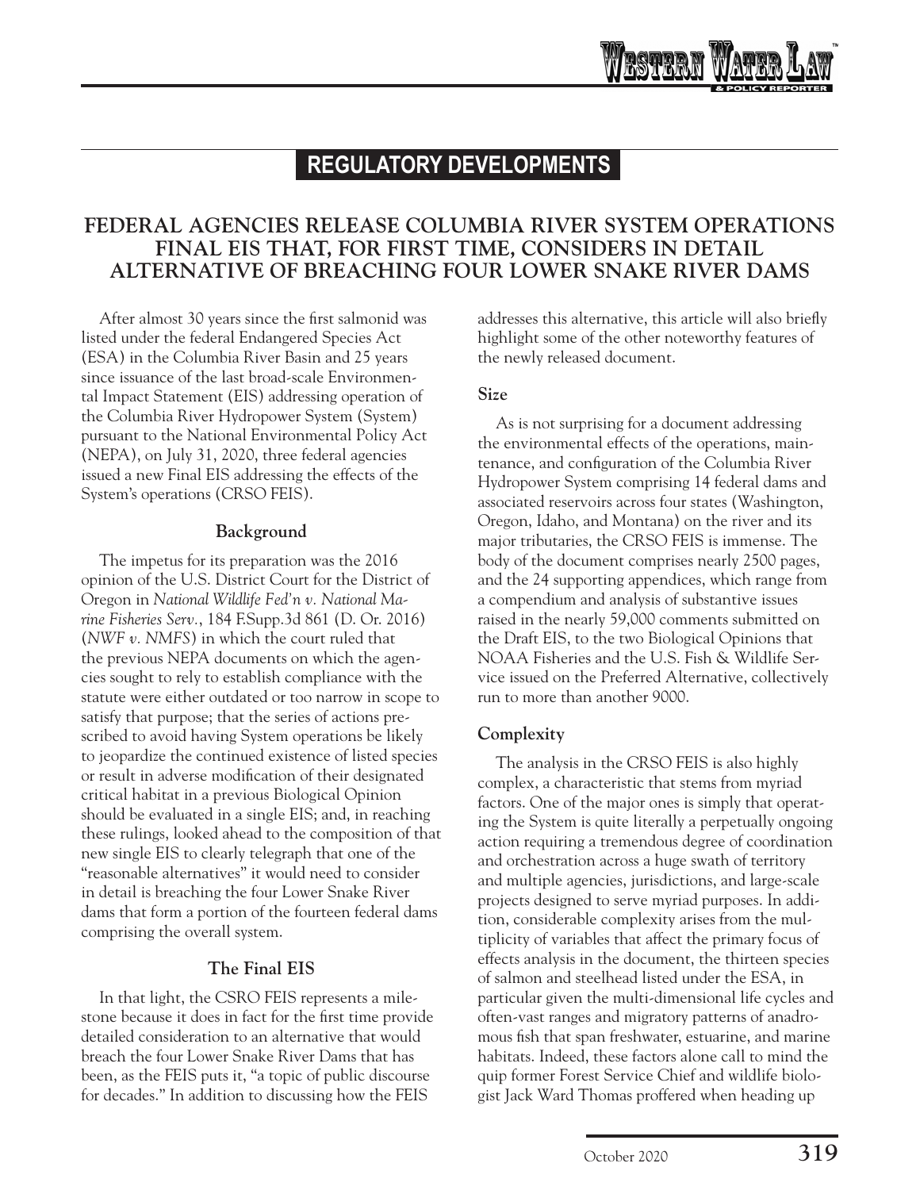## REGULATORY DEVELOPMENTS

### FEDERAL AGENCIES RELEASE COLUMBIA RIVER SYSTEM OPERATIONS FINAL EIS THAT, FOR FIRST TIME, CONSIDERS IN DETAIL ALTERNATIVE OF BREACHING FOUR LOWER SNAKE RIVER DAMS

After almost 30 years since the first salmonid was listed under the federal Endangered Species Act (ESA) in the Columbia River Basin and 25 years since issuance of the last broad-scale Environmental Impact Statement (EIS) addressing operation of the Columbia River Hydropower System (System) pursuant to the National Environmental Policy Act (NEPA), on July 31, 2020, three federal agencies issued a new Final EIS addressing the effects of the System's operations (CRSO FEIS).

#### Background

The impetus for its preparation was the 2016 opinion of the U.S. District Court for the District of Oregon in *National Wildlife Fed'n v. National Marine Fisheries Serv.*, 184 F.Supp.3d 861 (D. Or. 2016) (*NWF v. NMFS*) in which the court ruled that the previous NEPA documents on which the agencies sought to rely to establish compliance with the statute were either outdated or too narrow in scope to satisfy that purpose; that the series of actions prescribed to avoid having System operations be likely to jeopardize the continued existence of listed species or result in adverse modification of their designated critical habitat in a previous Biological Opinion should be evaluated in a single EIS; and, in reaching these rulings, looked ahead to the composition of that new single EIS to clearly telegraph that one of the "reasonable alternatives" it would need to consider in detail is breaching the four Lower Snake River dams that form a portion of the fourteen federal dams comprising the overall system.

#### The Final EIS

In that light, the CSRO FEIS represents a milestone because it does in fact for the first time provide detailed consideration to an alternative that would breach the four Lower Snake River Dams that has been, as the FEIS puts it, "a topic of public discourse for decades." In addition to discussing how the FEIS addresses this alternative, this article will also briefly highlight some of the other noteworthy features of the newly released document.

#### Size

As is not surprising for a document addressing the environmental effects of the operations, maintenance, and configuration of the Columbia River Hydropower System comprising 14 federal dams and associated reservoirs across four states (Washington, Oregon, Idaho, and Montana) on the river and its major tributaries, the CRSO FEIS is immense. The body of the document comprises nearly 2500 pages, and the 24 supporting appendices, which range from a compendium and analysis of substantive issues raised in the nearly 59,000 comments submitted on the Draft EIS, to the two Biological Opinions that NOAA Fisheries and the U.S. Fish & Wildlife Service issued on the Preferred Alternative, collectively run to more than another 9000.

#### Complexity

The analysis in the CRSO FEIS is also highly complex, a characteristic that stems from myriad factors. One of the major ones is simply that operating the System is quite literally a perpetually ongoing action requiring a tremendous degree of coordination and orchestration across a huge swath of territory and multiple agencies, jurisdictions, and large-scale projects designed to serve myriad purposes. In addition, considerable complexity arises from the multiplicity of variables that affect the primary focus of effects analysis in the document, the thirteen species of salmon and steelhead listed under the ESA, in particular given the multi-dimensional life cycles and often-vast ranges and migratory patterns of anadromous fish that span freshwater, estuarine, and marine habitats. Indeed, these factors alone call to mind the quip former Forest Service Chief and wildlife biologist Jack Ward Thomas proffered when heading up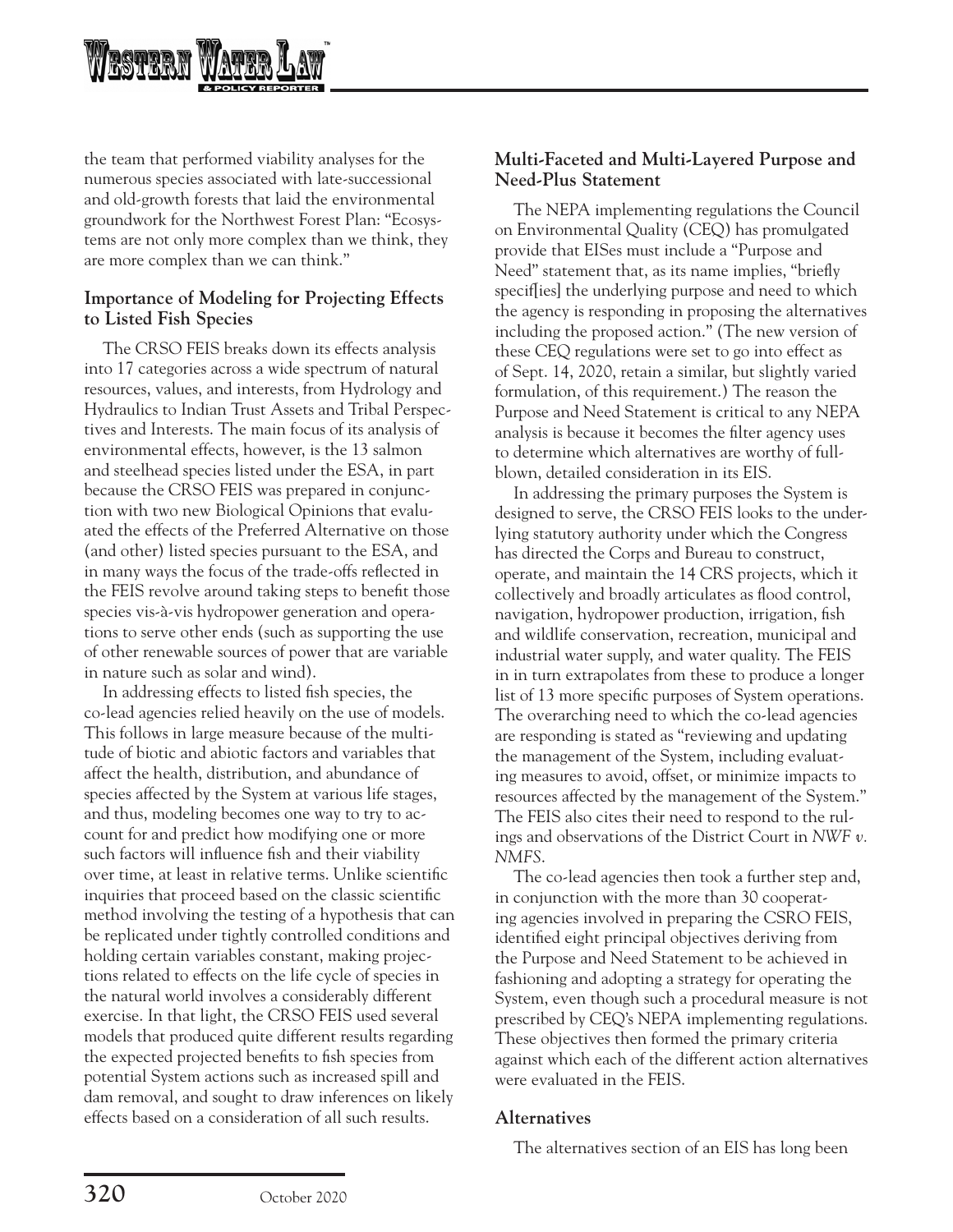the team that performed viability analyses for the numerous species associated with late-successional and old-growth forests that laid the environmental groundwork for the Northwest Forest Plan: "Ecosystems are not only more complex than we think, they are more complex than we can think."

### Importance of Modeling for Projecting Effects to Listed Fish Species

The CRSO FEIS breaks down its effects analysis into 17 categories across a wide spectrum of natural resources, values, and interests, from Hydrology and Hydraulics to Indian Trust Assets and Tribal Perspectives and Interests. The main focus of its analysis of environmental effects, however, is the 13 salmon and steelhead species listed under the ESA, in part because the CRSO FEIS was prepared in conjunction with two new Biological Opinions that evaluated the effects of the Preferred Alternative on those (and other) listed species pursuant to the ESA, and in many ways the focus of the trade-offs reflected in the FEIS revolve around taking steps to benefit those species vis-à-vis hydropower generation and operations to serve other ends (such as supporting the use of other renewable sources of power that are variable in nature such as solar and wind).

In addressing effects to listed fish species, the co-lead agencies relied heavily on the use of models. This follows in large measure because of the multitude of biotic and abiotic factors and variables that affect the health, distribution, and abundance of species affected by the System at various life stages, and thus, modeling becomes one way to try to account for and predict how modifying one or more such factors will influence fish and their viability over time, at least in relative terms. Unlike scientific inquiries that proceed based on the classic scientific method involving the testing of a hypothesis that can be replicated under tightly controlled conditions and holding certain variables constant, making projections related to effects on the life cycle of species in the natural world involves a considerably different exercise. In that light, the CRSO FEIS used several models that produced quite different results regarding the expected projected benefits to fish species from potential System actions such as increased spill and dam removal, and sought to draw inferences on likely effects based on a consideration of all such results.

### Multi-Faceted and Multi-Layered Purpose and Need-Plus Statement

The NEPA implementing regulations the Council on Environmental Quality (CEQ) has promulgated provide that EISes must include a "Purpose and Need" statement that, as its name implies, "briefly specif[ies] the underlying purpose and need to which the agency is responding in proposing the alternatives including the proposed action." (The new version of these CEQ regulations were set to go into effect as of Sept. 14, 2020, retain a similar, but slightly varied formulation, of this requirement.) The reason the Purpose and Need Statement is critical to any NEPA analysis is because it becomes the filter agency uses to determine which alternatives are worthy of full-blown, detailed consideration in its EIS.

In addressing the primary purposes the System is designed to serve, the CRSO FEIS looks to the underlying statutory authority under which the Congress has directed the Corps and Bureau to construct, operate, and maintain the 14 CRS projects, which it collectively and broadly articulates as flood control, navigation, hydropower production, irrigation, fish and wildlife conservation, recreation, municipal and industrial water supply, and water quality. The FEIS in in turn extrapolates from these to produce a longer list of 13 more specific purposes of System operations. The overarching need to which the co-lead agencies are responding is stated as "reviewing and updating the management of the System, including evaluating measures to avoid, offset, or minimize impacts to resources affected by the management of the System." The FEIS also cites their need to respond to the rulings and observations of the District Court in *NWF v. NMFS*.

The co-lead agencies then took a further step and, in conjunction with the more than 30 cooperating agencies involved in preparing the CSRO FEIS, identified eight principal objectives deriving from the Purpose and Need Statement to be achieved in fashioning and adopting a strategy for operating the System, even though such a procedural measure is not prescribed by CEQ's NEPA implementing regulations. These objectives then formed the primary criteria against which each of the different action alternatives were evaluated in the FEIS.

### Alternatives

The alternatives section of an EIS has long been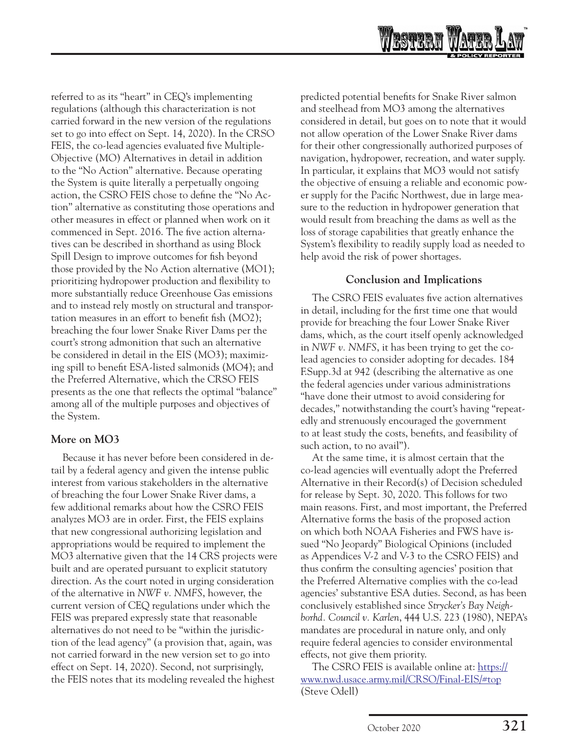referred to as its "heart" in CEQ's implementing regulations (although this characterization is not carried forward in the new version of the regulations set to go into effect on Sept. 14, 2020). In the CRSO FEIS, the co-lead agencies evaluated five Multiple-Objective (MO) Alternatives in detail in addition to the "No Action" alternative. Because operating the System is quite literally a perpetually ongoing action, the CSRO FEIS chose to define the "No Action" alternative as constituting those operations and other measures in effect or planned when work on it commenced in Sept. 2016. The five action alternatives can be described in shorthand as using Block Spill Design to improve outcomes for fish beyond those provided by the No Action alternative (MO1); prioritizing hydropower production and flexibility to more substantially reduce Greenhouse Gas emissions and to instead rely mostly on structural and transportation measures in an effort to benefit fish (MO2); breaching the four lower Snake River Dams per the court's strong admonition that such an alternative be considered in detail in the EIS (MO3); maximizing spill to benefit ESA-listed salmonids (MO4); and the Preferred Alternative, which the CRSO FEIS presents as the one that reflects the optimal "balance" among all of the multiple purposes and objectives of the System.

### More on MO3

Because it has never before been considered in detail by a federal agency and given the intense public interest from various stakeholders in the alternative of breaching the four Lower Snake River dams, a few additional remarks about how the CSRO FEIS analyzes MO3 are in order. First, the FEIS explains that new congressional authorizing legislation and appropriations would be required to implement the MO3 alternative given that the 14 CRS projects were built and are operated pursuant to explicit statutory direction. As the court noted in urging consideration of the alternative in *NWF v. NMFS*, however, the current version of CEQ regulations under which the FEIS was prepared expressly state that reasonable alternatives do not need to be "within the jurisdiction of the lead agency" (a provision that, again, was not carried forward in the new version set to go into effect on Sept. 14, 2020). Second, not surprisingly, the FEIS notes that its modeling revealed the highest predicted potential benefits for Snake River salmon and steelhead from MO3 among the alternatives considered in detail, but goes on to note that it would not allow operation of the Lower Snake River dams for their other congressionally authorized purposes of navigation, hydropower, recreation, and water supply. In particular, it explains that MO3 would not satisfy the objective of ensuing a reliable and economic power supply for the Pacific Northwest, due in large measure to the reduction in hydropower generation that would result from breaching the dams as well as the loss of storage capabilities that greatly enhance the System's flexibility to readily supply load as needed to help avoid the risk of power shortages.

### Conclusion and Implications

The CSRO FEIS evaluates five action alternatives in detail, including for the first time one that would provide for breaching the four Lower Snake River dams, which, as the court itself openly acknowledged in *NWF v. NMFS*, it has been trying to get the co-lead agencies to consider adopting for decades. 184 F.Supp.3d at 942 (describing the alternative as one the federal agencies under various administrations "have done their utmost to avoid considering for decades," notwithstanding the court's having "repeatedly and strenuously encouraged the government to at least study the costs, benefits, and feasibility of such action, to no avail").

At the same time, it is almost certain that the co-lead agencies will eventually adopt the Preferred Alternative in their Record(s) of Decision scheduled for release by Sept. 30, 2020. This follows for two main reasons. First, and most important, the Preferred Alternative forms the basis of the proposed action on which both NOAA Fisheries and FWS have issued "No Jeopardy" Biological Opinions (included as Appendices V-2 and V-3 to the CSRO FEIS) and thus confirm the consulting agencies' position that the Preferred Alternative complies with the co-lead agencies' substantive ESA duties. Second, as has been conclusively established since *Strycker's Bay Neighborhd. Council v. Karlen*, 444 U.S. 223 (1980), NEPA's mandates are procedural in nature only, and only require federal agencies to consider environmental effects, not give them priority.

The CSRO FEIS is available online at: https://www.nwd.usace.army.mil/CRSO/Final-EIS/#top
(Steve Odell)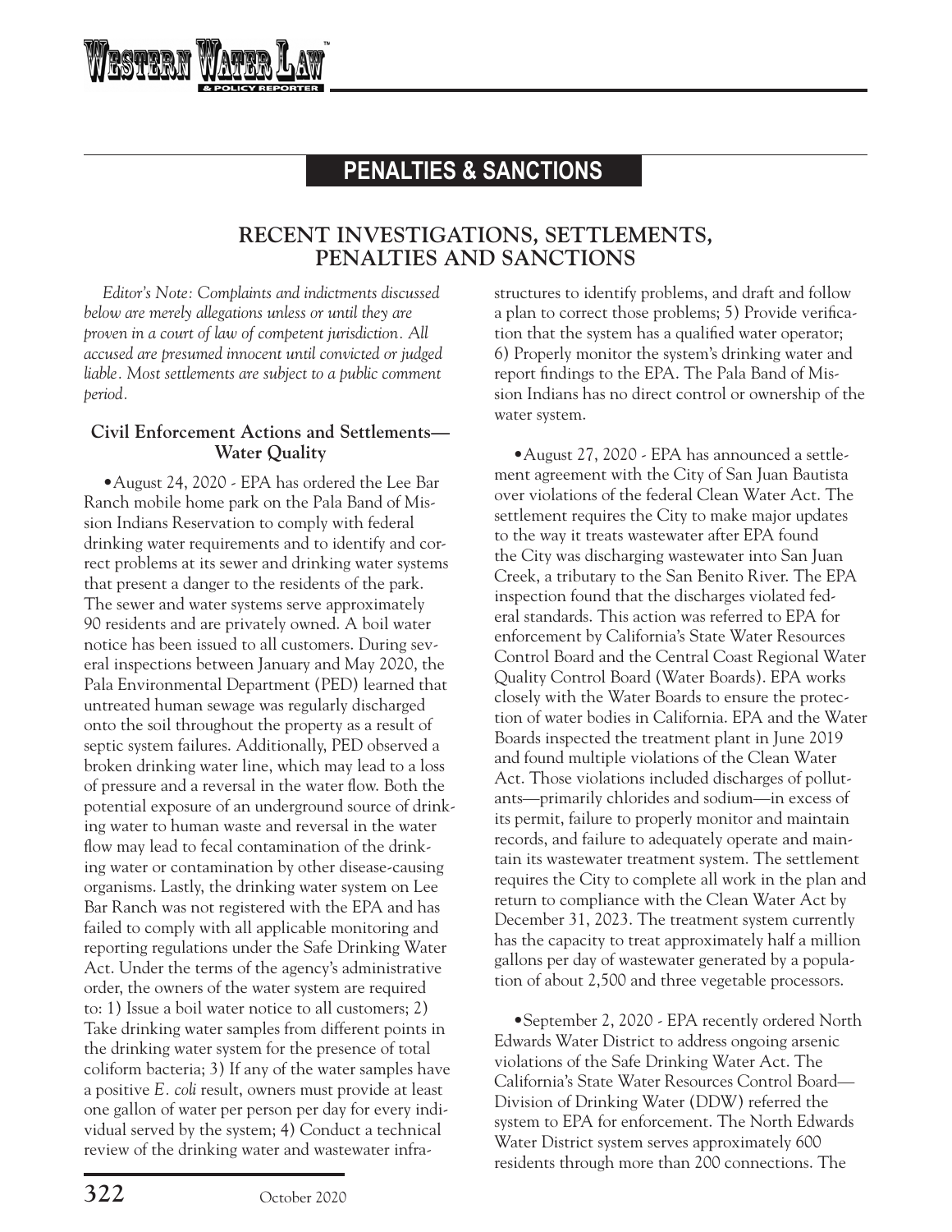## PENALTIES & SANCTIONS

### RECENT INVESTIGATIONS, SETTLEMENTS, PENALTIES AND SANCTIONS

*Editor's Note: Complaints and indictments discussed below are merely allegations unless or until they are proven in a court of law of competent jurisdiction. All accused are presumed innocent until convicted or judged liable. Most settlements are subject to a public comment period.*

#### Civil Enforcement Actions and Settlements—Water Quality

•August 24, 2020 - EPA has ordered the Lee Bar Ranch mobile home park on the Pala Band of Mission Indians Reservation to comply with federal drinking water requirements and to identify and correct problems at its sewer and drinking water systems that present a danger to the residents of the park. The sewer and water systems serve approximately 90 residents and are privately owned. A boil water notice has been issued to all customers. During several inspections between January and May 2020, the Pala Environmental Department (PED) learned that untreated human sewage was regularly discharged onto the soil throughout the property as a result of septic system failures. Additionally, PED observed a broken drinking water line, which may lead to a loss of pressure and a reversal in the water flow. Both the potential exposure of an underground source of drinking water to human waste and reversal in the water flow may lead to fecal contamination of the drinking water or contamination by other disease-causing organisms. Lastly, the drinking water system on Lee Bar Ranch was not registered with the EPA and has failed to comply with all applicable monitoring and reporting regulations under the Safe Drinking Water Act. Under the terms of the agency's administrative order, the owners of the water system are required to: 1) Issue a boil water notice to all customers; 2) Take drinking water samples from different points in the drinking water system for the presence of total coliform bacteria; 3) If any of the water samples have a positive *E. coli* result, owners must provide at least one gallon of water per person per day for every individual served by the system; 4) Conduct a technical review of the drinking water and wastewater infrastructures to identify problems, and draft and follow a plan to correct those problems; 5) Provide verification that the system has a qualified water operator; 6) Properly monitor the system's drinking water and report findings to the EPA. The Pala Band of Mission Indians has no direct control or ownership of the water system.

•August 27, 2020 - EPA has announced a settlement agreement with the City of San Juan Bautista over violations of the federal Clean Water Act. The settlement requires the City to make major updates to the way it treats wastewater after EPA found the City was discharging wastewater into San Juan Creek, a tributary to the San Benito River. The EPA inspection found that the discharges violated federal standards. This action was referred to EPA for enforcement by California's State Water Resources Control Board and the Central Coast Regional Water Quality Control Board (Water Boards). EPA works closely with the Water Boards to ensure the protection of water bodies in California. EPA and the Water Boards inspected the treatment plant in June 2019 and found multiple violations of the Clean Water Act. Those violations included discharges of pollutants—primarily chlorides and sodium—in excess of its permit, failure to properly monitor and maintain records, and failure to adequately operate and maintain its wastewater treatment system. The settlement requires the City to complete all work in the plan and return to compliance with the Clean Water Act by December 31, 2023. The treatment system currently has the capacity to treat approximately half a million gallons per day of wastewater generated by a population of about 2,500 and three vegetable processors.

•September 2, 2020 - EPA recently ordered North Edwards Water District to address ongoing arsenic violations of the Safe Drinking Water Act. The California's State Water Resources Control Board—Division of Drinking Water (DDW) referred the system to EPA for enforcement. The North Edwards Water District system serves approximately 600 residents through more than 200 connections. The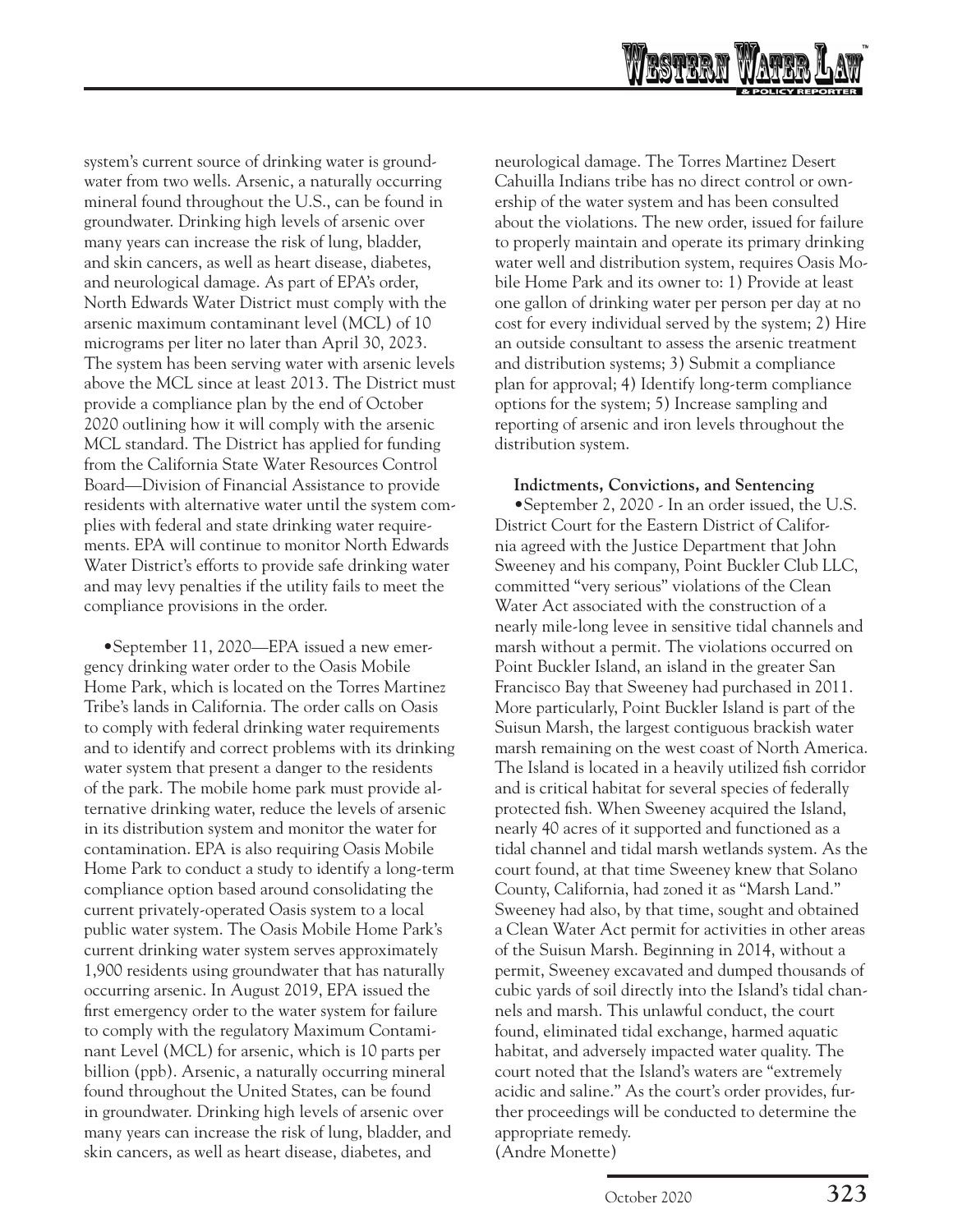system's current source of drinking water is groundwater from two wells. Arsenic, a naturally occurring mineral found throughout the U.S., can be found in groundwater. Drinking high levels of arsenic over many years can increase the risk of lung, bladder, and skin cancers, as well as heart disease, diabetes, and neurological damage. As part of EPA's order, North Edwards Water District must comply with the arsenic maximum contaminant level (MCL) of 10 micrograms per liter no later than April 30, 2023. The system has been serving water with arsenic levels above the MCL since at least 2013. The District must provide a compliance plan by the end of October 2020 outlining how it will comply with the arsenic MCL standard. The District has applied for funding from the California State Water Resources Control Board—Division of Financial Assistance to provide residents with alternative water until the system complies with federal and state drinking water requirements. EPA will continue to monitor North Edwards Water District's efforts to provide safe drinking water and may levy penalties if the utility fails to meet the compliance provisions in the order.

•September 11, 2020—EPA issued a new emergency drinking water order to the Oasis Mobile Home Park, which is located on the Torres Martinez Tribe's lands in California. The order calls on Oasis to comply with federal drinking water requirements and to identify and correct problems with its drinking water system that present a danger to the residents of the park. The mobile home park must provide alternative drinking water, reduce the levels of arsenic in its distribution system and monitor the water for contamination. EPA is also requiring Oasis Mobile Home Park to conduct a study to identify a long-term compliance option based around consolidating the current privately-operated Oasis system to a local public water system. The Oasis Mobile Home Park's current drinking water system serves approximately 1,900 residents using groundwater that has naturally occurring arsenic. In August 2019, EPA issued the first emergency order to the water system for failure to comply with the regulatory Maximum Contaminant Level (MCL) for arsenic, which is 10 parts per billion (ppb). Arsenic, a naturally occurring mineral found throughout the United States, can be found in groundwater. Drinking high levels of arsenic over many years can increase the risk of lung, bladder, and skin cancers, as well as heart disease, diabetes, and neurological damage. The Torres Martinez Desert Cahuilla Indians tribe has no direct control or ownership of the water system and has been consulted about the violations. The new order, issued for failure to properly maintain and operate its primary drinking water well and distribution system, requires Oasis Mobile Home Park and its owner to: 1) Provide at least one gallon of drinking water per person per day at no cost for every individual served by the system; 2) Hire an outside consultant to assess the arsenic treatment and distribution systems; 3) Submit a compliance plan for approval; 4) Identify long-term compliance options for the system; 5) Increase sampling and reporting of arsenic and iron levels throughout the distribution system.

**Indictments, Convictions, and Sentencing**

•September 2, 2020 - In an order issued, the U.S. District Court for the Eastern District of California agreed with the Justice Department that John Sweeney and his company, Point Buckler Club LLC, committed "very serious" violations of the Clean Water Act associated with the construction of a nearly mile-long levee in sensitive tidal channels and marsh without a permit. The violations occurred on Point Buckler Island, an island in the greater San Francisco Bay that Sweeney had purchased in 2011. More particularly, Point Buckler Island is part of the Suisun Marsh, the largest contiguous brackish water marsh remaining on the west coast of North America. The Island is located in a heavily utilized fish corridor and is critical habitat for several species of federally protected fish. When Sweeney acquired the Island, nearly 40 acres of it supported and functioned as a tidal channel and tidal marsh wetlands system. As the court found, at that time Sweeney knew that Solano County, California, had zoned it as "Marsh Land." Sweeney had also, by that time, sought and obtained a Clean Water Act permit for activities in other areas of the Suisun Marsh. Beginning in 2014, without a permit, Sweeney excavated and dumped thousands of cubic yards of soil directly into the Island's tidal channels and marsh. This unlawful conduct, the court found, eliminated tidal exchange, harmed aquatic habitat, and adversely impacted water quality. The court noted that the Island's waters are "extremely acidic and saline." As the court's order provides, further proceedings will be conducted to determine the appropriate remedy.
(Andre Monette)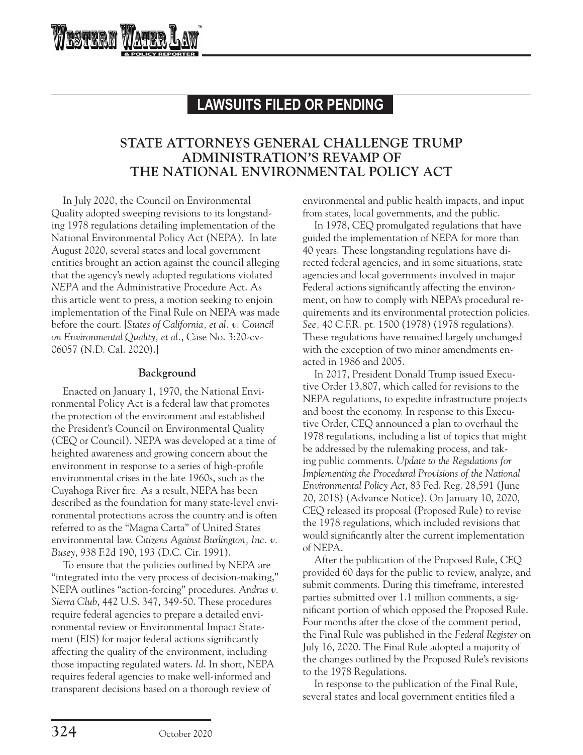## LAWSUITS FILED OR PENDING

### STATE ATTORNEYS GENERAL CHALLENGE TRUMP ADMINISTRATION'S REVAMP OF THE NATIONAL ENVIRONMENTAL POLICY ACT

In July 2020, the Council on Environmental Quality adopted sweeping revisions to its longstanding 1978 regulations detailing implementation of the National Environmental Policy Act (NEPA). In late August 2020, several states and local government entities brought an action against the council alleging that the agency's newly adopted regulations violated *NEPA* and the Administrative Procedure Act. As this article went to press, a motion seeking to enjoin implementation of the Final Rule on NEPA was made before the court. [*States of California, et al. v. Council on Environmental Quality, et al.*, Case No. 3:20-cv-06057 (N.D. Cal. 2020).]

#### Background

Enacted on January 1, 1970, the National Environmental Policy Act is a federal law that promotes the protection of the environment and established the President's Council on Environmental Quality (CEQ or Council). NEPA was developed at a time of heightened awareness and growing concern about the environment in response to a series of high-profile environmental crises in the late 1960s, such as the Cuyahoga River fire. As a result, NEPA has been described as the foundation for many state-level environmental protections across the country and is often referred to as the "Magna Carta" of United States environmental law. *Citizens Against Burlington, Inc. v. Busey*, 938 F.2d 190, 193 (D.C. Cir. 1991).

To ensure that the policies outlined by NEPA are "integrated into the very process of decision-making," NEPA outlines "action-forcing" procedures. *Andrus v. Sierra Club*, 442 U.S. 347, 349-50. These procedures require federal agencies to prepare a detailed environmental review or Environmental Impact Statement (EIS) for major federal actions significantly affecting the quality of the environment, including those impacting regulated waters. *Id*. In short, NEPA requires federal agencies to make well-informed and transparent decisions based on a thorough review of environmental and public health impacts, and input from states, local governments, and the public.

In 1978, CEQ promulgated regulations that have guided the implementation of NEPA for more than 40 years. These longstanding regulations have directed federal agencies, and in some situations, state agencies and local governments involved in major Federal actions significantly affecting the environment, on how to comply with NEPA's procedural requirements and its environmental protection policies. *See,* 40 C.F.R. pt. 1500 (1978) (1978 regulations). These regulations have remained largely unchanged with the exception of two minor amendments enacted in 1986 and 2005.

In 2017, President Donald Trump issued Executive Order 13,807, which called for revisions to the NEPA regulations, to expedite infrastructure projects and boost the economy. In response to this Executive Order, CEQ announced a plan to overhaul the 1978 regulations, including a list of topics that might be addressed by the rulemaking process, and taking public comments. *Update to the Regulations for Implementing the Procedural Provisions of the National Environmental Policy Act*, 83 Fed. Reg. 28,591 (June 20, 2018) (Advance Notice). On January 10, 2020, CEQ released its proposal (Proposed Rule) to revise the 1978 regulations, which included revisions that would significantly alter the current implementation of NEPA.

After the publication of the Proposed Rule, CEQ provided 60 days for the public to review, analyze, and submit comments. During this timeframe, interested parties submitted over 1.1 million comments, a significant portion of which opposed the Proposed Rule. Four months after the close of the comment period, the Final Rule was published in the *Federal Register* on July 16, 2020. The Final Rule adopted a majority of the changes outlined by the Proposed Rule's revisions to the 1978 Regulations.

In response to the publication of the Final Rule, several states and local government entities filed a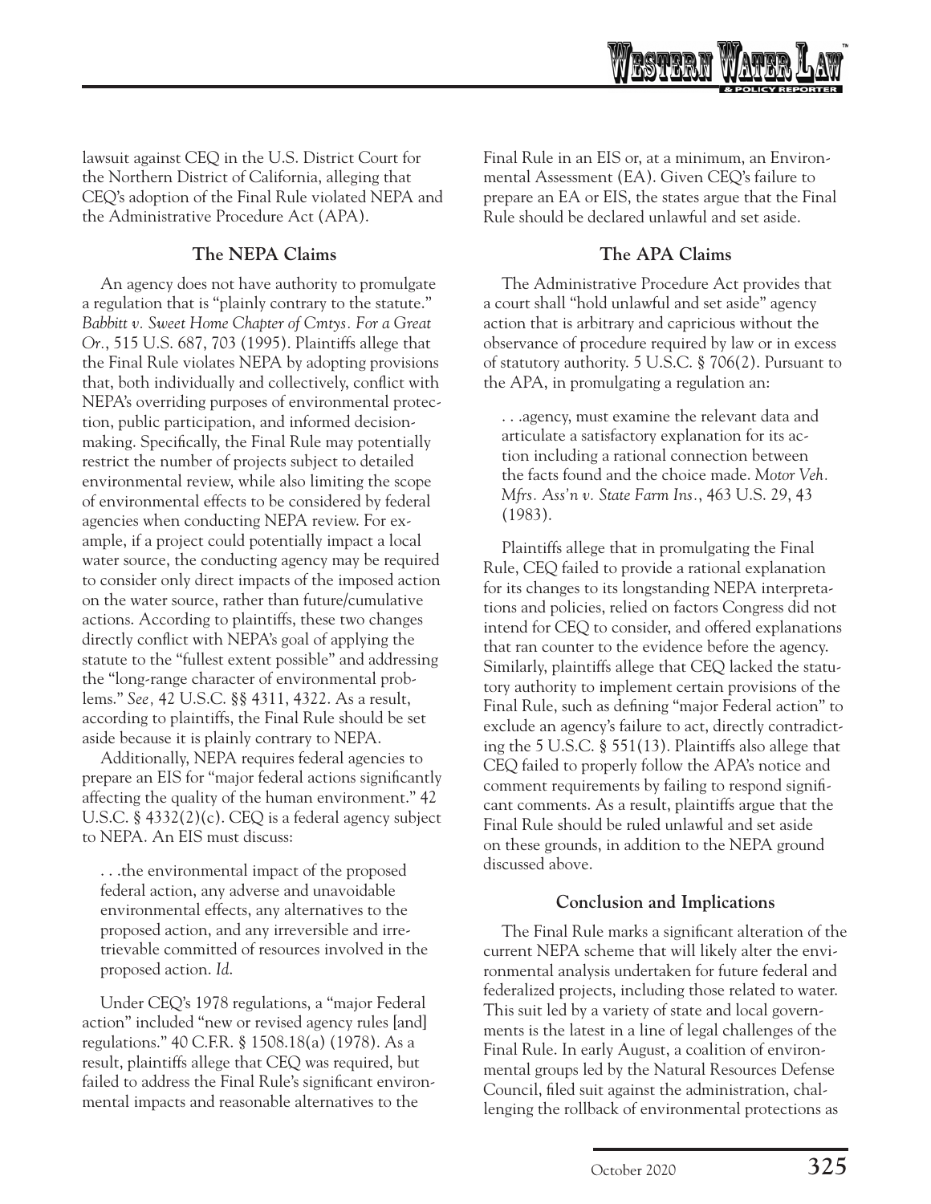lawsuit against CEQ in the U.S. District Court for the Northern District of California, alleging that CEQ's adoption of the Final Rule violated NEPA and the Administrative Procedure Act (APA).

### The NEPA Claims

An agency does not have authority to promulgate a regulation that is "plainly contrary to the statute." *Babbitt v. Sweet Home Chapter of Cmtys. For a Great Or.*, 515 U.S. 687, 703 (1995). Plaintiffs allege that the Final Rule violates NEPA by adopting provisions that, both individually and collectively, conflict with NEPA's overriding purposes of environmental protection, public participation, and informed decision-making. Specifically, the Final Rule may potentially restrict the number of projects subject to detailed environmental review, while also limiting the scope of environmental effects to be considered by federal agencies when conducting NEPA review. For example, if a project could potentially impact a local water source, the conducting agency may be required to consider only direct impacts of the imposed action on the water source, rather than future/cumulative actions. According to plaintiffs, these two changes directly conflict with NEPA's goal of applying the statute to the "fullest extent possible" and addressing the "long-range character of environmental problems." *See,* 42 U.S.C. §§ 4311, 4322. As a result, according to plaintiffs, the Final Rule should be set aside because it is plainly contrary to NEPA.

Additionally, NEPA requires federal agencies to prepare an EIS for "major federal actions significantly affecting the quality of the human environment." 42 U.S.C. § 4332(2)(c). CEQ is a federal agency subject to NEPA. An EIS must discuss:

> . . .the environmental impact of the proposed federal action, any adverse and unavoidable environmental effects, any alternatives to the proposed action, and any irreversible and irretrievable committed of resources involved in the proposed action. *Id.*

Under CEQ's 1978 regulations, a "major Federal action" included "new or revised agency rules [and] regulations." 40 C.F.R. § 1508.18(a) (1978). As a result, plaintiffs allege that CEQ was required, but failed to address the Final Rule's significant environmental impacts and reasonable alternatives to the Final Rule in an EIS or, at a minimum, an Environmental Assessment (EA). Given CEQ's failure to prepare an EA or EIS, the states argue that the Final Rule should be declared unlawful and set aside.

### The APA Claims

The Administrative Procedure Act provides that a court shall "hold unlawful and set aside" agency action that is arbitrary and capricious without the observance of procedure required by law or in excess of statutory authority. 5 U.S.C. § 706(2). Pursuant to the APA, in promulgating a regulation an:

> . . .agency, must examine the relevant data and articulate a satisfactory explanation for its action including a rational connection between the facts found and the choice made. *Motor Veh. Mfrs. Ass'n v. State Farm Ins.*, 463 U.S. 29, 43 (1983).

Plaintiffs allege that in promulgating the Final Rule, CEQ failed to provide a rational explanation for its changes to its longstanding NEPA interpretations and policies, relied on factors Congress did not intend for CEQ to consider, and offered explanations that ran counter to the evidence before the agency. Similarly, plaintiffs allege that CEQ lacked the statutory authority to implement certain provisions of the Final Rule, such as defining "major Federal action" to exclude an agency's failure to act, directly contradicting the 5 U.S.C. § 551(13). Plaintiffs also allege that CEQ failed to properly follow the APA's notice and comment requirements by failing to respond significant comments. As a result, plaintiffs argue that the Final Rule should be ruled unlawful and set aside on these grounds, in addition to the NEPA ground discussed above.

### Conclusion and Implications

The Final Rule marks a significant alteration of the current NEPA scheme that will likely alter the environmental analysis undertaken for future federal and federalized projects, including those related to water. This suit led by a variety of state and local governments is the latest in a line of legal challenges of the Final Rule. In early August, a coalition of environmental groups led by the Natural Resources Defense Council, filed suit against the administration, challenging the rollback of environmental protections as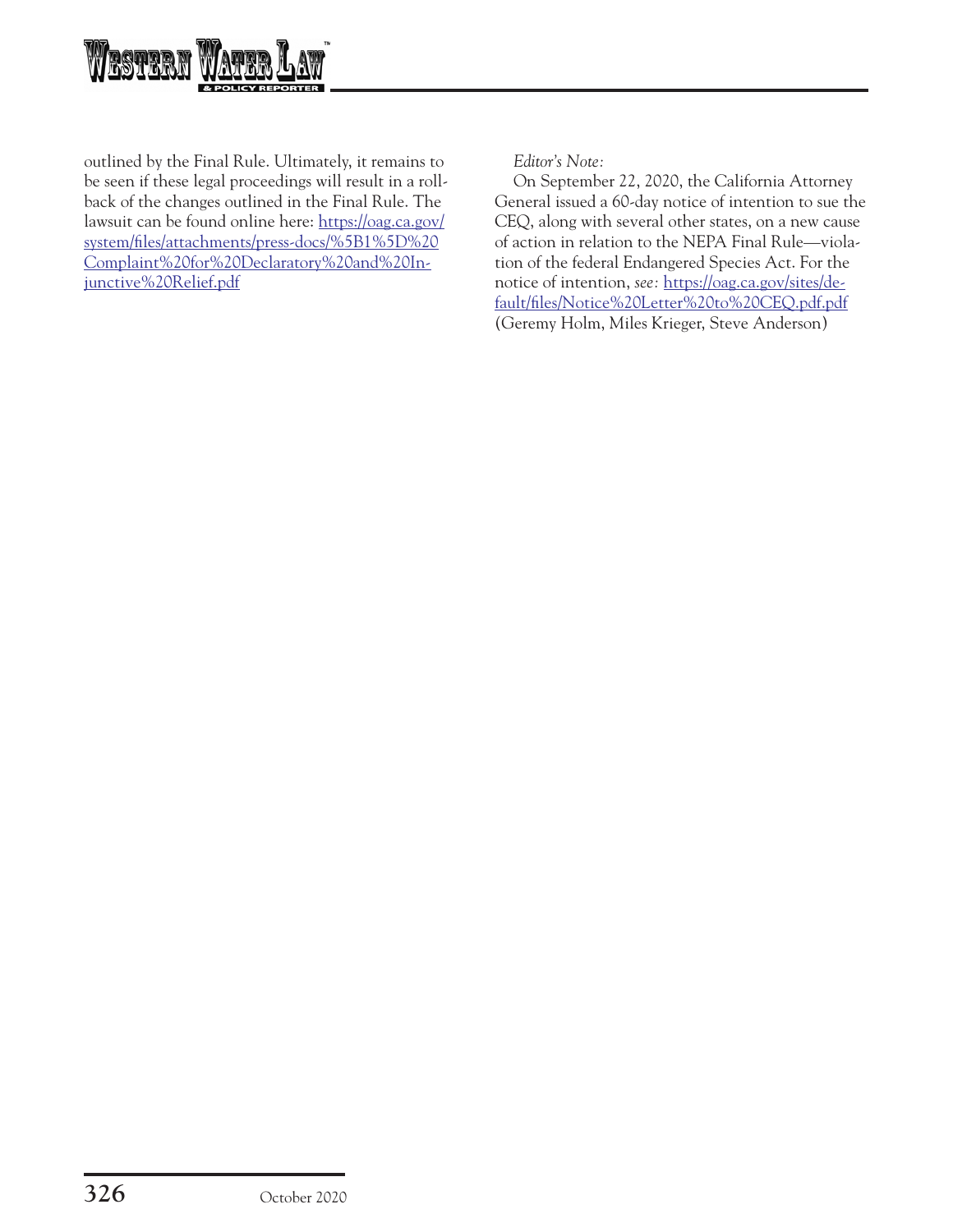outlined by the Final Rule. Ultimately, it remains to be seen if these legal proceedings will result in a rollback of the changes outlined in the Final Rule. The lawsuit can be found online here: https://oag.ca.gov/system/files/attachments/press-docs/%5B1%5D%20Complaint%20for%20Declaratory%20and%20Injunctive%20Relief.pdf

*Editor's Note:*

On September 22, 2020, the California Attorney General issued a 60-day notice of intention to sue the CEQ, along with several other states, on a new cause of action in relation to the NEPA Final Rule—violation of the federal Endangered Species Act. For the notice of intention, *see:* https://oag.ca.gov/sites/default/files/Notice%20Letter%20to%20CEQ.pdf.pdf
(Geremy Holm, Miles Krieger, Steve Anderson)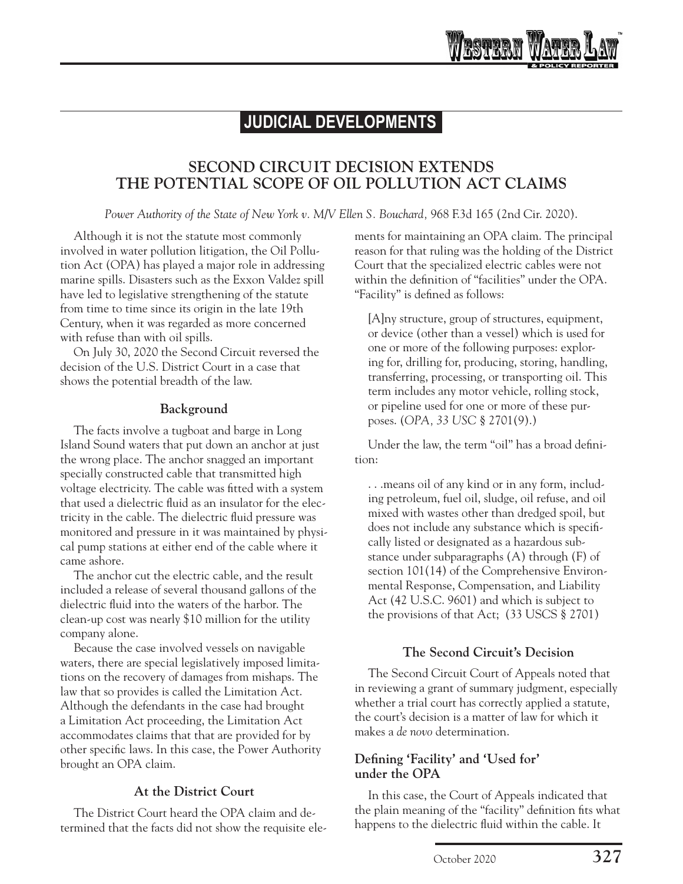## JUDICIAL DEVELOPMENTS

### SECOND CIRCUIT DECISION EXTENDS THE POTENTIAL SCOPE OF OIL POLLUTION ACT CLAIMS

*Power Authority of the State of New York v. M/V Ellen S. Bouchard,* 968 F.3d 165 (2nd Cir. 2020).

Although it is not the statute most commonly involved in water pollution litigation, the Oil Pollution Act (OPA) has played a major role in addressing marine spills. Disasters such as the Exxon Valdez spill have led to legislative strengthening of the statute from time to time since its origin in the late 19th Century, when it was regarded as more concerned with refuse than with oil spills.

On July 30, 2020 the Second Circuit reversed the decision of the U.S. District Court in a case that shows the potential breadth of the law.

#### Background

The facts involve a tugboat and barge in Long Island Sound waters that put down an anchor at just the wrong place. The anchor snagged an important specially constructed cable that transmitted high voltage electricity. The cable was fitted with a system that used a dielectric fluid as an insulator for the electricity in the cable. The dielectric fluid pressure was monitored and pressure in it was maintained by physical pump stations at either end of the cable where it came ashore.

The anchor cut the electric cable, and the result included a release of several thousand gallons of the dielectric fluid into the waters of the harbor. The clean-up cost was nearly $10 million for the utility company alone.

Because the case involved vessels on navigable waters, there are special legislatively imposed limitations on the recovery of damages from mishaps. The law that so provides is called the Limitation Act. Although the defendants in the case had brought a Limitation Act proceeding, the Limitation Act accommodates claims that that are provided for by other specific laws. In this case, the Power Authority brought an OPA claim.

#### At the District Court

The District Court heard the OPA claim and determined that the facts did not show the requisite elements for maintaining an OPA claim. The principal reason for that ruling was the holding of the District Court that the specialized electric cables were not within the definition of "facilities" under the OPA. "Facility" is defined as follows:

> [A]ny structure, group of structures, equipment, or device (other than a vessel) which is used for one or more of the following purposes: exploring for, drilling for, producing, storing, handling, transferring, processing, or transporting oil. This term includes any motor vehicle, rolling stock, or pipeline used for one or more of these purposes. (*OPA, 33 USC* § 2701(9).)

Under the law, the term "oil" has a broad definition:

> . . .means oil of any kind or in any form, including petroleum, fuel oil, sludge, oil refuse, and oil mixed with wastes other than dredged spoil, but does not include any substance which is specifically listed or designated as a hazardous substance under subparagraphs (A) through (F) of section 101(14) of the Comprehensive Environmental Response, Compensation, and Liability Act (42 U.S.C. 9601) and which is subject to the provisions of that Act; (33 USCS § 2701)

#### The Second Circuit's Decision

The Second Circuit Court of Appeals noted that in reviewing a grant of summary judgment, especially whether a trial court has correctly applied a statute, the court's decision is a matter of law for which it makes a *de novo* determination.

**Defining 'Facility' and 'Used for' under the OPA**

In this case, the Court of Appeals indicated that the plain meaning of the "facility" definition fits what happens to the dielectric fluid within the cable. It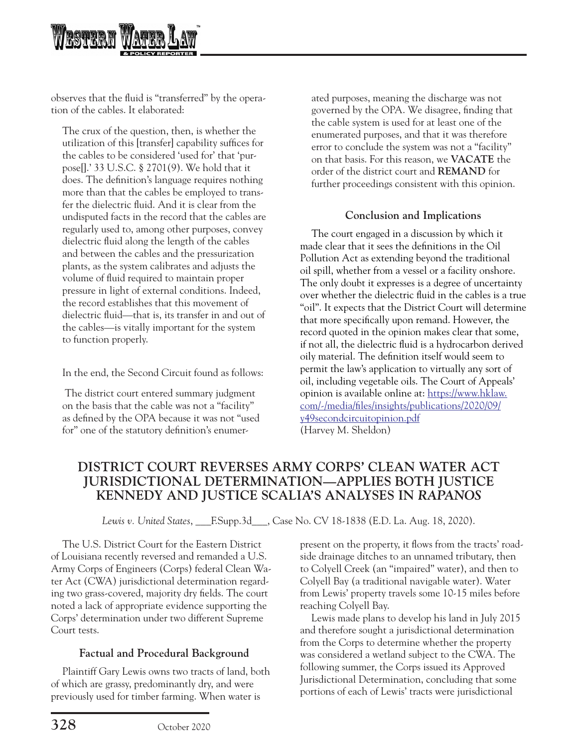observes that the fluid is "transferred" by the operation of the cables. It elaborated:

> The crux of the question, then, is whether the utilization of this [transfer] capability suffices for the cables to be considered 'used for' that 'purpose[].' 33 U.S.C. § 2701(9). We hold that it does. The definition's language requires nothing more than that the cables be employed to transfer the dielectric fluid. And it is clear from the undisputed facts in the record that the cables are regularly used to, among other purposes, convey dielectric fluid along the length of the cables and between the cables and the pressurization plants, as the system calibrates and adjusts the volume of fluid required to maintain proper pressure in light of external conditions. Indeed, the record establishes that this movement of dielectric fluid—that is, its transfer in and out of the cables—is vitally important for the system to function properly.

In the end, the Second Circuit found as follows:

> The district court entered summary judgment on the basis that the cable was not a "facility" as defined by the OPA because it was not "used for" one of the statutory definition's enumerated purposes, meaning the discharge was not governed by the OPA. We disagree, finding that the cable system is used for at least one of the enumerated purposes, and that it was therefore error to conclude the system was not a "facility" on that basis. For this reason, we **VACATE** the order of the district court and **REMAND** for further proceedings consistent with this opinion.

### Conclusion and Implications

The court engaged in a discussion by which it made clear that it sees the definitions in the Oil Pollution Act as extending beyond the traditional oil spill, whether from a vessel or a facility onshore. The only doubt it expresses is a degree of uncertainty over whether the dielectric fluid in the cables is a true "oil". It expects that the District Court will determine that more specifically upon remand. However, the record quoted in the opinion makes clear that some, if not all, the dielectric fluid is a hydrocarbon derived oily material. The definition itself would seem to permit the law's application to virtually any sort of oil, including vegetable oils. The Court of Appeals' opinion is available online at: https://www.hklaw.com/-/media/files/insights/publications/2020/09/y49secondcircuitopinion.pdf
(Harvey M. Sheldon)

## DISTRICT COURT REVERSES ARMY CORPS' CLEAN WATER ACT JURISDICTIONAL DETERMINATION—APPLIES BOTH JUSTICE KENNEDY AND JUSTICE SCALIA'S ANALYSES IN *RAPANOS*

*Lewis v. United States*, ___F.Supp.3d___, Case No. CV 18-1838 (E.D. La. Aug. 18, 2020).

The U.S. District Court for the Eastern District of Louisiana recently reversed and remanded a U.S. Army Corps of Engineers (Corps) federal Clean Water Act (CWA) jurisdictional determination regarding two grass-covered, majority dry fields. The court noted a lack of appropriate evidence supporting the Corps' determination under two different Supreme Court tests.

### Factual and Procedural Background

Plaintiff Gary Lewis owns two tracts of land, both of which are grassy, predominantly dry, and were previously used for timber farming. When water is present on the property, it flows from the tracts' roadside drainage ditches to an unnamed tributary, then to Colyell Creek (an "impaired" water), and then to Colyell Bay (a traditional navigable water). Water from Lewis' property travels some 10-15 miles before reaching Colyell Bay.

Lewis made plans to develop his land in July 2015 and therefore sought a jurisdictional determination from the Corps to determine whether the property was considered a wetland subject to the CWA. The following summer, the Corps issued its Approved Jurisdictional Determination, concluding that some portions of each of Lewis' tracts were jurisdictional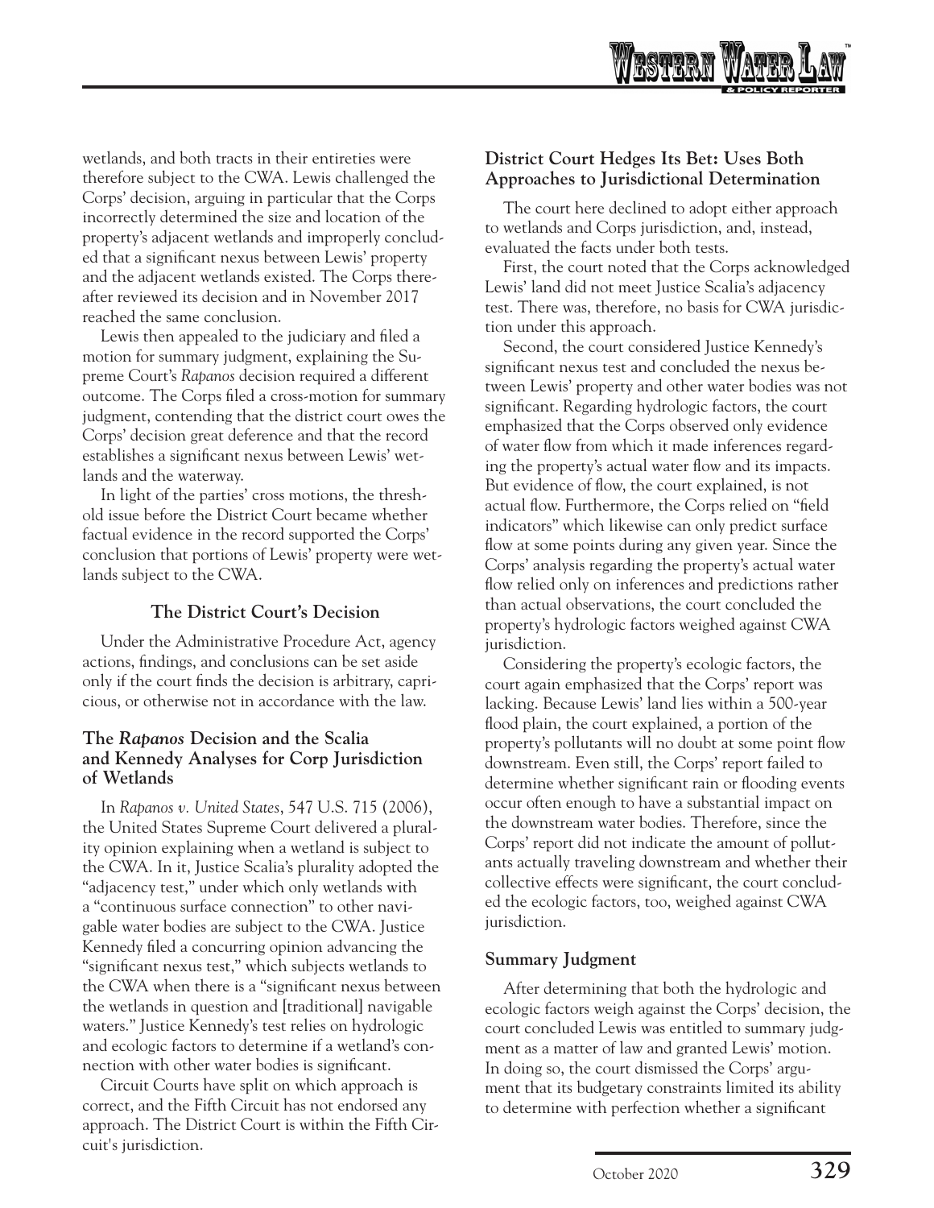wetlands, and both tracts in their entireties were therefore subject to the CWA. Lewis challenged the Corps' decision, arguing in particular that the Corps incorrectly determined the size and location of the property's adjacent wetlands and improperly concluded that a significant nexus between Lewis' property and the adjacent wetlands existed. The Corps thereafter reviewed its decision and in November 2017 reached the same conclusion.

Lewis then appealed to the judiciary and filed a motion for summary judgment, explaining the Supreme Court's *Rapanos* decision required a different outcome. The Corps filed a cross-motion for summary judgment, contending that the district court owes the Corps' decision great deference and that the record establishes a significant nexus between Lewis' wetlands and the waterway.

In light of the parties' cross motions, the threshold issue before the District Court became whether factual evidence in the record supported the Corps' conclusion that portions of Lewis' property were wetlands subject to the CWA.

## The District Court's Decision

Under the Administrative Procedure Act, agency actions, findings, and conclusions can be set aside only if the court finds the decision is arbitrary, capricious, or otherwise not in accordance with the law.

### The *Rapanos* Decision and the Scalia and Kennedy Analyses for Corp Jurisdiction of Wetlands

In *Rapanos v. United States*, 547 U.S. 715 (2006), the United States Supreme Court delivered a plurality opinion explaining when a wetland is subject to the CWA. In it, Justice Scalia's plurality adopted the "adjacency test," under which only wetlands with a "continuous surface connection" to other navigable water bodies are subject to the CWA. Justice Kennedy filed a concurring opinion advancing the "significant nexus test," which subjects wetlands to the CWA when there is a "significant nexus between the wetlands in question and [traditional] navigable waters." Justice Kennedy's test relies on hydrologic and ecologic factors to determine if a wetland's connection with other water bodies is significant.

Circuit Courts have split on which approach is correct, and the Fifth Circuit has not endorsed any approach. The District Court is within the Fifth Circuit's jurisdiction.

### District Court Hedges Its Bet: Uses Both Approaches to Jurisdictional Determination

The court here declined to adopt either approach to wetlands and Corps jurisdiction, and, instead, evaluated the facts under both tests.

First, the court noted that the Corps acknowledged Lewis' land did not meet Justice Scalia's adjacency test. There was, therefore, no basis for CWA jurisdiction under this approach.

Second, the court considered Justice Kennedy's significant nexus test and concluded the nexus between Lewis' property and other water bodies was not significant. Regarding hydrologic factors, the court emphasized that the Corps observed only evidence of water flow from which it made inferences regarding the property's actual water flow and its impacts. But evidence of flow, the court explained, is not actual flow. Furthermore, the Corps relied on "field indicators" which likewise can only predict surface flow at some points during any given year. Since the Corps' analysis regarding the property's actual water flow relied only on inferences and predictions rather than actual observations, the court concluded the property's hydrologic factors weighed against CWA jurisdiction.

Considering the property's ecologic factors, the court again emphasized that the Corps' report was lacking. Because Lewis' land lies within a 500-year flood plain, the court explained, a portion of the property's pollutants will no doubt at some point flow downstream. Even still, the Corps' report failed to determine whether significant rain or flooding events occur often enough to have a substantial impact on the downstream water bodies. Therefore, since the Corps' report did not indicate the amount of pollutants actually traveling downstream and whether their collective effects were significant, the court concluded the ecologic factors, too, weighed against CWA jurisdiction.

### Summary Judgment

After determining that both the hydrologic and ecologic factors weigh against the Corps' decision, the court concluded Lewis was entitled to summary judgment as a matter of law and granted Lewis' motion. In doing so, the court dismissed the Corps' argument that its budgetary constraints limited its ability to determine with perfection whether a significant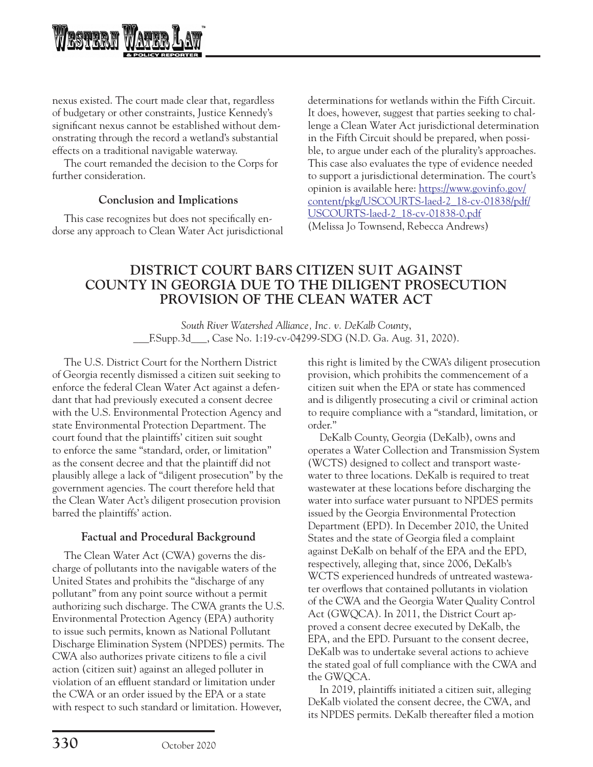nexus existed. The court made clear that, regardless of budgetary or other constraints, Justice Kennedy's significant nexus cannot be established without demonstrating through the record a wetland's substantial effects on a traditional navigable waterway.

The court remanded the decision to the Corps for further consideration.

### Conclusion and Implications

This case recognizes but does not specifically endorse any approach to Clean Water Act jurisdictional determinations for wetlands within the Fifth Circuit. It does, however, suggest that parties seeking to challenge a Clean Water Act jurisdictional determination in the Fifth Circuit should be prepared, when possible, to argue under each of the plurality's approaches. This case also evaluates the type of evidence needed to support a jurisdictional determination. The court's opinion is available here: https://www.govinfo.gov/content/pkg/USCOURTS-laed-2_18-cv-01838/pdf/USCOURTS-laed-2_18-cv-01838-0.pdf
(Melissa Jo Townsend, Rebecca Andrews)

## DISTRICT COURT BARS CITIZEN SUIT AGAINST COUNTY IN GEORGIA DUE TO THE DILIGENT PROSECUTION PROVISION OF THE CLEAN WATER ACT

*South River Watershed Alliance, Inc. v. DeKalb County*, \_\_\_F.Supp.3d\_\_\_, Case No. 1:19-cv-04299-SDG (N.D. Ga. Aug. 31, 2020).

The U.S. District Court for the Northern District of Georgia recently dismissed a citizen suit seeking to enforce the federal Clean Water Act against a defendant that had previously executed a consent decree with the U.S. Environmental Protection Agency and state Environmental Protection Department. The court found that the plaintiffs' citizen suit sought to enforce the same "standard, order, or limitation" as the consent decree and that the plaintiff did not plausibly allege a lack of "diligent prosecution" by the government agencies. The court therefore held that the Clean Water Act's diligent prosecution provision barred the plaintiffs' action.

### Factual and Procedural Background

The Clean Water Act (CWA) governs the discharge of pollutants into the navigable waters of the United States and prohibits the "discharge of any pollutant" from any point source without a permit authorizing such discharge. The CWA grants the U.S. Environmental Protection Agency (EPA) authority to issue such permits, known as National Pollutant Discharge Elimination System (NPDES) permits. The CWA also authorizes private citizens to file a civil action (citizen suit) against an alleged polluter in violation of an effluent standard or limitation under the CWA or an order issued by the EPA or a state with respect to such standard or limitation. However, this right is limited by the CWA's diligent prosecution provision, which prohibits the commencement of a citizen suit when the EPA or state has commenced and is diligently prosecuting a civil or criminal action to require compliance with a "standard, limitation, or order."

DeKalb County, Georgia (DeKalb), owns and operates a Water Collection and Transmission System (WCTS) designed to collect and transport wastewater to three locations. DeKalb is required to treat wastewater at these locations before discharging the water into surface water pursuant to NPDES permits issued by the Georgia Environmental Protection Department (EPD). In December 2010, the United States and the state of Georgia filed a complaint against DeKalb on behalf of the EPA and the EPD, respectively, alleging that, since 2006, DeKalb's WCTS experienced hundreds of untreated wastewater overflows that contained pollutants in violation of the CWA and the Georgia Water Quality Control Act (GWQCA). In 2011, the District Court approved a consent decree executed by DeKalb, the EPA, and the EPD. Pursuant to the consent decree, DeKalb was to undertake several actions to achieve the stated goal of full compliance with the CWA and the GWQCA.

In 2019, plaintiffs initiated a citizen suit, alleging DeKalb violated the consent decree, the CWA, and its NPDES permits. DeKalb thereafter filed a motion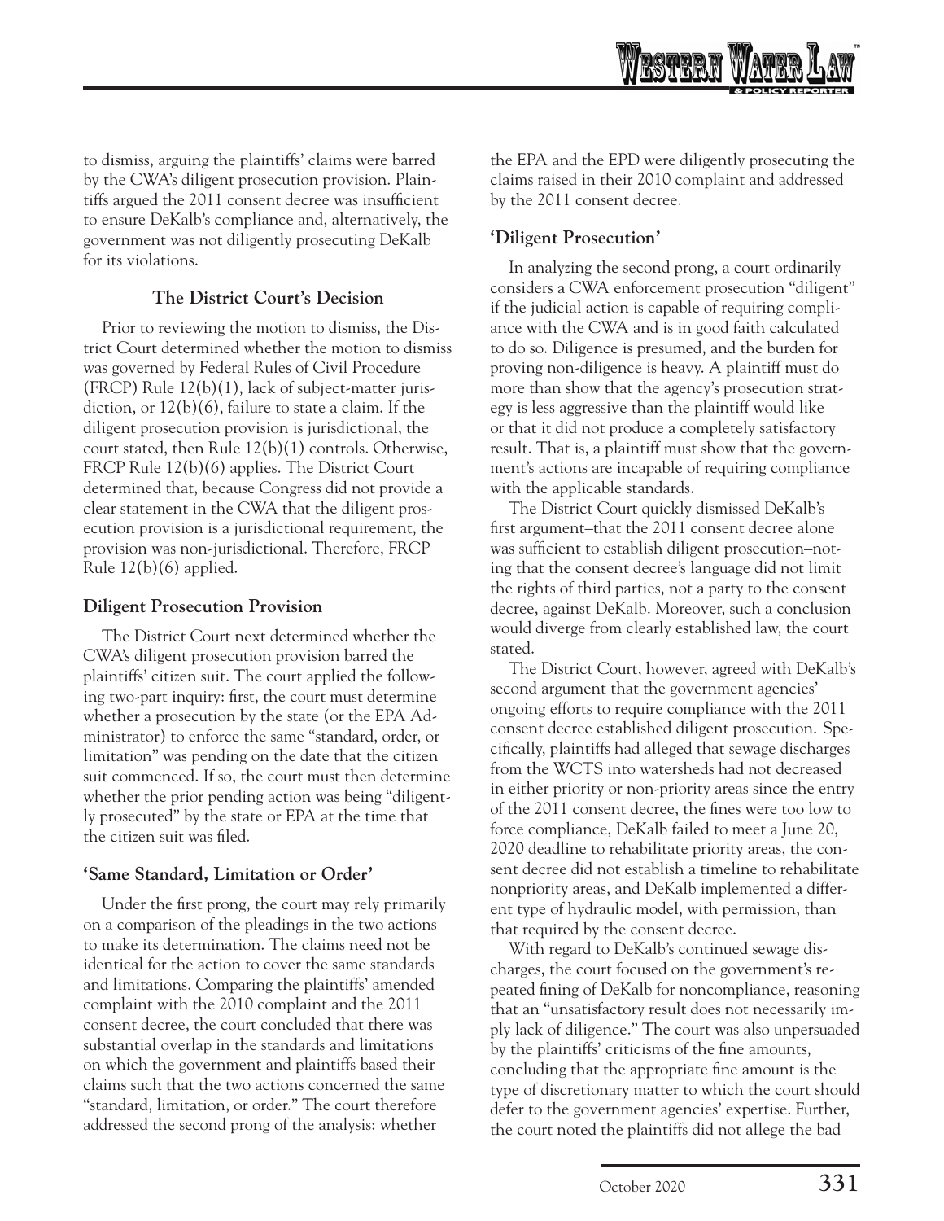to dismiss, arguing the plaintiffs' claims were barred by the CWA's diligent prosecution provision. Plaintiffs argued the 2011 consent decree was insufficient to ensure DeKalb's compliance and, alternatively, the government was not diligently prosecuting DeKalb for its violations.

### The District Court's Decision

Prior to reviewing the motion to dismiss, the District Court determined whether the motion to dismiss was governed by Federal Rules of Civil Procedure (FRCP) Rule 12(b)(1), lack of subject-matter jurisdiction, or 12(b)(6), failure to state a claim. If the diligent prosecution provision is jurisdictional, the court stated, then Rule 12(b)(1) controls. Otherwise, FRCP Rule 12(b)(6) applies. The District Court determined that, because Congress did not provide a clear statement in the CWA that the diligent prosecution provision is a jurisdictional requirement, the provision was non-jurisdictional. Therefore, FRCP Rule 12(b)(6) applied.

### Diligent Prosecution Provision

The District Court next determined whether the CWA's diligent prosecution provision barred the plaintiffs' citizen suit. The court applied the following two-part inquiry: first, the court must determine whether a prosecution by the state (or the EPA Administrator) to enforce the same "standard, order, or limitation" was pending on the date that the citizen suit commenced. If so, the court must then determine whether the prior pending action was being "diligently prosecuted" by the state or EPA at the time that the citizen suit was filed.

### 'Same Standard, Limitation or Order'

Under the first prong, the court may rely primarily on a comparison of the pleadings in the two actions to make its determination. The claims need not be identical for the action to cover the same standards and limitations. Comparing the plaintiffs' amended complaint with the 2010 complaint and the 2011 consent decree, the court concluded that there was substantial overlap in the standards and limitations on which the government and plaintiffs based their claims such that the two actions concerned the same "standard, limitation, or order." The court therefore addressed the second prong of the analysis: whether the EPA and the EPD were diligently prosecuting the claims raised in their 2010 complaint and addressed by the 2011 consent decree.

### 'Diligent Prosecution'

In analyzing the second prong, a court ordinarily considers a CWA enforcement prosecution "diligent" if the judicial action is capable of requiring compliance with the CWA and is in good faith calculated to do so. Diligence is presumed, and the burden for proving non-diligence is heavy. A plaintiff must do more than show that the agency's prosecution strategy is less aggressive than the plaintiff would like or that it did not produce a completely satisfactory result. That is, a plaintiff must show that the government's actions are incapable of requiring compliance with the applicable standards.

The District Court quickly dismissed DeKalb's first argument–that the 2011 consent decree alone was sufficient to establish diligent prosecution–noting that the consent decree's language did not limit the rights of third parties, not a party to the consent decree, against DeKalb. Moreover, such a conclusion would diverge from clearly established law, the court stated.

The District Court, however, agreed with DeKalb's second argument that the government agencies' ongoing efforts to require compliance with the 2011 consent decree established diligent prosecution. Specifically, plaintiffs had alleged that sewage discharges from the WCTS into watersheds had not decreased in either priority or non-priority areas since the entry of the 2011 consent decree, the fines were too low to force compliance, DeKalb failed to meet a June 20, 2020 deadline to rehabilitate priority areas, the consent decree did not establish a timeline to rehabilitate nonpriority areas, and DeKalb implemented a different type of hydraulic model, with permission, than that required by the consent decree.

With regard to DeKalb's continued sewage discharges, the court focused on the government's repeated fining of DeKalb for noncompliance, reasoning that an "unsatisfactory result does not necessarily imply lack of diligence." The court was also unpersuaded by the plaintiffs' criticisms of the fine amounts, concluding that the appropriate fine amount is the type of discretionary matter to which the court should defer to the government agencies' expertise. Further, the court noted the plaintiffs did not allege the bad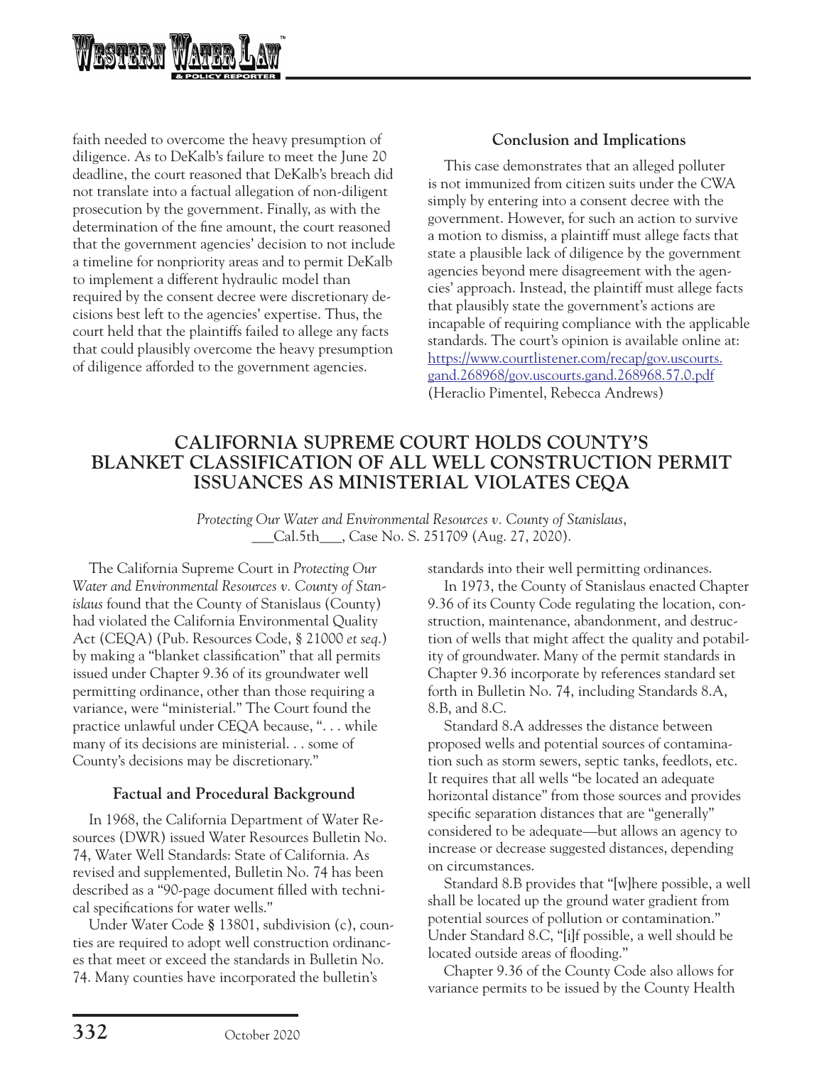faith needed to overcome the heavy presumption of diligence. As to DeKalb's failure to meet the June 20 deadline, the court reasoned that DeKalb's breach did not translate into a factual allegation of non-diligent prosecution by the government. Finally, as with the determination of the fine amount, the court reasoned that the government agencies' decision to not include a timeline for nonpriority areas and to permit DeKalb to implement a different hydraulic model than required by the consent decree were discretionary decisions best left to the agencies' expertise. Thus, the court held that the plaintiffs failed to allege any facts that could plausibly overcome the heavy presumption of diligence afforded to the government agencies.

### Conclusion and Implications

This case demonstrates that an alleged polluter is not immunized from citizen suits under the CWA simply by entering into a consent decree with the government. However, for such an action to survive a motion to dismiss, a plaintiff must allege facts that state a plausible lack of diligence by the government agencies beyond mere disagreement with the agencies' approach. Instead, the plaintiff must allege facts that plausibly state the government's actions are incapable of requiring compliance with the applicable standards. The court's opinion is available online at: https://www.courtlistener.com/recap/gov.uscourts.gand.268968/gov.uscourts.gand.268968.57.0.pdf
(Heraclio Pimentel, Rebecca Andrews)

## CALIFORNIA SUPREME COURT HOLDS COUNTY'S BLANKET CLASSIFICATION OF ALL WELL CONSTRUCTION PERMIT ISSUANCES AS MINISTERIAL VIOLATES CEQA

*Protecting Our Water and Environmental Resources v. County of Stanislaus*, ___Cal.5th___, Case No. S. 251709 (Aug. 27, 2020).

The California Supreme Court in *Protecting Our Water and Environmental Resources v. County of Stanislaus* found that the County of Stanislaus (County) had violated the California Environmental Quality Act (CEQA) (Pub. Resources Code, § 21000 *et seq*.) by making a "blanket classification" that all permits issued under Chapter 9.36 of its groundwater well permitting ordinance, other than those requiring a variance, were "ministerial." The Court found the practice unlawful under CEQA because, ". . . while many of its decisions are ministerial. . . some of County's decisions may be discretionary."

### Factual and Procedural Background

In 1968, the California Department of Water Resources (DWR) issued Water Resources Bulletin No. 74, Water Well Standards: State of California. As revised and supplemented, Bulletin No. 74 has been described as a "90-page document filled with technical specifications for water wells."

Under Water Code § 13801, subdivision (c), counties are required to adopt well construction ordinances that meet or exceed the standards in Bulletin No. 74. Many counties have incorporated the bulletin's standards into their well permitting ordinances.

In 1973, the County of Stanislaus enacted Chapter 9.36 of its County Code regulating the location, construction, maintenance, abandonment, and destruction of wells that might affect the quality and potability of groundwater. Many of the permit standards in Chapter 9.36 incorporate by references standard set forth in Bulletin No. 74, including Standards 8.A, 8.B, and 8.C.

Standard 8.A addresses the distance between proposed wells and potential sources of contamination such as storm sewers, septic tanks, feedlots, etc. It requires that all wells "be located an adequate horizontal distance" from those sources and provides specific separation distances that are "generally" considered to be adequate—but allows an agency to increase or decrease suggested distances, depending on circumstances.

Standard 8.B provides that "[w]here possible, a well shall be located up the ground water gradient from potential sources of pollution or contamination." Under Standard 8.C, "[i]f possible, a well should be located outside areas of flooding."

Chapter 9.36 of the County Code also allows for variance permits to be issued by the County Health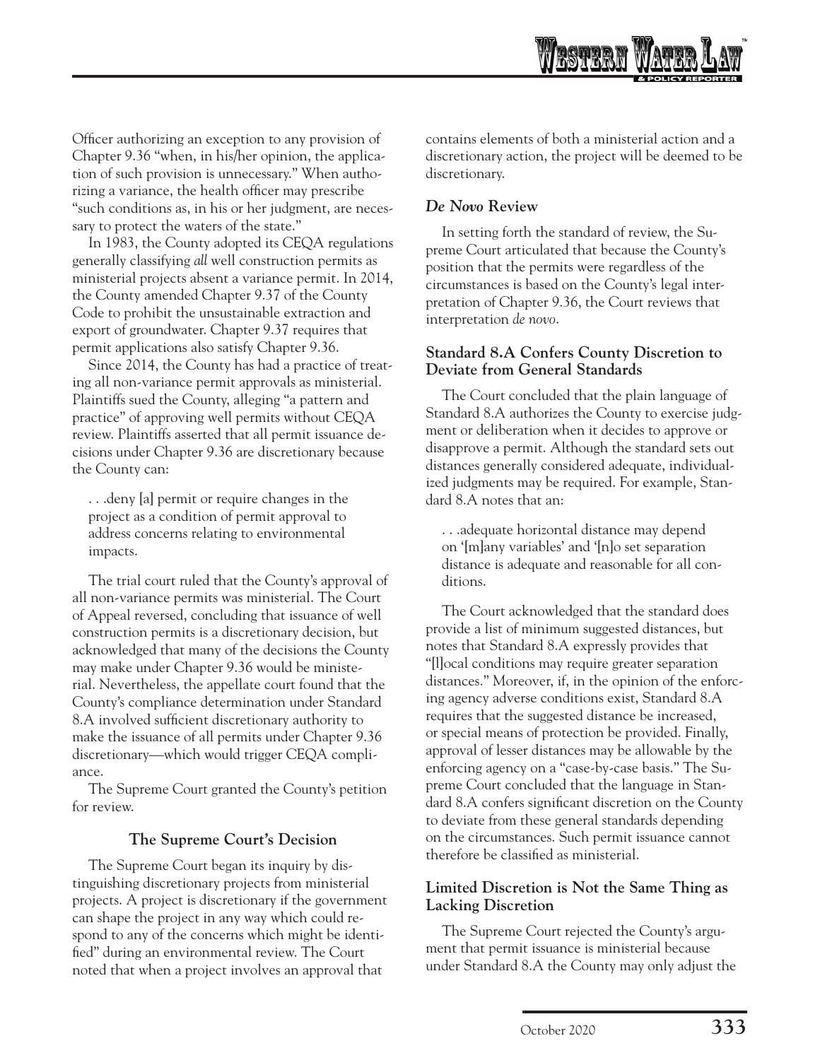Officer authorizing an exception to any provision of Chapter 9.36 "when, in his/her opinion, the application of such provision is unnecessary." When authorizing a variance, the health officer may prescribe "such conditions as, in his or her judgment, are necessary to protect the waters of the state."

In 1983, the County adopted its CEQA regulations generally classifying *all* well construction permits as ministerial projects absent a variance permit. In 2014, the County amended Chapter 9.37 of the County Code to prohibit the unsustainable extraction and export of groundwater. Chapter 9.37 requires that permit applications also satisfy Chapter 9.36.

Since 2014, the County has had a practice of treating all non-variance permit approvals as ministerial. Plaintiffs sued the County, alleging "a pattern and practice" of approving well permits without CEQA review. Plaintiffs asserted that all permit issuance decisions under Chapter 9.36 are discretionary because the County can:

> . . .deny [a] permit or require changes in the project as a condition of permit approval to address concerns relating to environmental impacts.

The trial court ruled that the County's approval of all non-variance permits was ministerial. The Court of Appeal reversed, concluding that issuance of well construction permits is a discretionary decision, but acknowledged that many of the decisions the County may make under Chapter 9.36 would be ministerial. Nevertheless, the appellate court found that the County's compliance determination under Standard 8.A involved sufficient discretionary authority to make the issuance of all permits under Chapter 9.36 discretionary—which would trigger CEQA compliance.

The Supreme Court granted the County's petition for review.

### The Supreme Court's Decision

The Supreme Court began its inquiry by distinguishing discretionary projects from ministerial projects. A project is discretionary if the government can shape the project in any way which could respond to any of the concerns which might be identified" during an environmental review. The Court noted that when a project involves an approval that contains elements of both a ministerial action and a discretionary action, the project will be deemed to be discretionary.

#### *De Novo* Review

In setting forth the standard of review, the Supreme Court articulated that because the County's position that the permits were regardless of the circumstances is based on the County's legal interpretation of Chapter 9.36, the Court reviews that interpretation *de novo*.

#### Standard 8.A Confers County Discretion to Deviate from General Standards

The Court concluded that the plain language of Standard 8.A authorizes the County to exercise judgment or deliberation when it decides to approve or disapprove a permit. Although the standard sets out distances generally considered adequate, individualized judgments may be required. For example, Standard 8.A notes that an:

> . . .adequate horizontal distance may depend on '[m]any variables' and '[n]o set separation distance is adequate and reasonable for all conditions.

The Court acknowledged that the standard does provide a list of minimum suggested distances, but notes that Standard 8.A expressly provides that "[l]ocal conditions may require greater separation distances." Moreover, if, in the opinion of the enforcing agency adverse conditions exist, Standard 8.A requires that the suggested distance be increased, or special means of protection be provided. Finally, approval of lesser distances may be allowable by the enforcing agency on a "case-by-case basis." The Supreme Court concluded that the language in Standard 8.A confers significant discretion on the County to deviate from these general standards depending on the circumstances. Such permit issuance cannot therefore be classified as ministerial.

#### Limited Discretion is Not the Same Thing as Lacking Discretion

The Supreme Court rejected the County's argument that permit issuance is ministerial because under Standard 8.A the County may only adjust the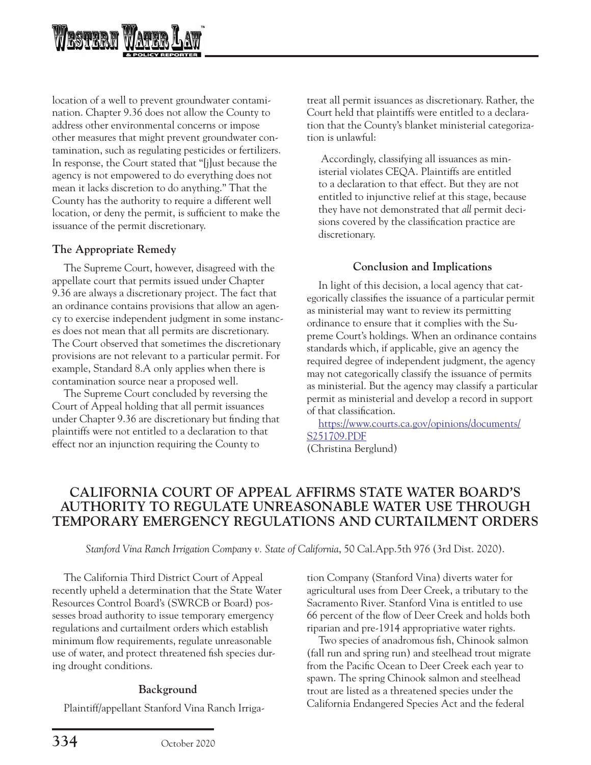location of a well to prevent groundwater contamination. Chapter 9.36 does not allow the County to address other environmental concerns or impose other measures that might prevent groundwater contamination, such as regulating pesticides or fertilizers. In response, the Court stated that "[j]ust because the agency is not empowered to do everything does not mean it lacks discretion to do anything." That the County has the authority to require a different well location, or deny the permit, is sufficient to make the issuance of the permit discretionary.

### The Appropriate Remedy

The Supreme Court, however, disagreed with the appellate court that permits issued under Chapter 9.36 are always a discretionary project. The fact that an ordinance contains provisions that allow an agency to exercise independent judgment in some instances does not mean that all permits are discretionary. The Court observed that sometimes the discretionary provisions are not relevant to a particular permit. For example, Standard 8.A only applies when there is contamination source near a proposed well.

The Supreme Court concluded by reversing the Court of Appeal holding that all permit issuances under Chapter 9.36 are discretionary but finding that plaintiffs were not entitled to a declaration to that effect nor an injunction requiring the County to treat all permit issuances as discretionary. Rather, the Court held that plaintiffs were entitled to a declaration that the County's blanket ministerial categorization is unlawful:

> Accordingly, classifying all issuances as ministerial violates CEQA. Plaintiffs are entitled to a declaration to that effect. But they are not entitled to injunctive relief at this stage, because they have not demonstrated that *all* permit decisions covered by the classification practice are discretionary.

### Conclusion and Implications

In light of this decision, a local agency that categorically classifies the issuance of a particular permit as ministerial may want to review its permitting ordinance to ensure that it complies with the Supreme Court's holdings. When an ordinance contains standards which, if applicable, give an agency the required degree of independent judgment, the agency may not categorically classify the issuance of permits as ministerial. But the agency may classify a particular permit as ministerial and develop a record in support of that classification.

https://www.courts.ca.gov/opinions/documents/S251709.PDF
(Christina Berglund)

## CALIFORNIA COURT OF APPEAL AFFIRMS STATE WATER BOARD'S AUTHORITY TO REGULATE UNREASONABLE WATER USE THROUGH TEMPORARY EMERGENCY REGULATIONS AND CURTAILMENT ORDERS

*Stanford Vina Ranch Irrigation Company v. State of California*, 50 Cal.App.5th 976 (3rd Dist. 2020).

The California Third District Court of Appeal recently upheld a determination that the State Water Resources Control Board's (SWRCB or Board) possesses broad authority to issue temporary emergency regulations and curtailment orders which establish minimum flow requirements, regulate unreasonable use of water, and protect threatened fish species during drought conditions.

### Background

Plaintiff/appellant Stanford Vina Ranch Irrigation Company (Stanford Vina) diverts water for agricultural uses from Deer Creek, a tributary to the Sacramento River. Stanford Vina is entitled to use 66 percent of the flow of Deer Creek and holds both riparian and pre-1914 appropriative water rights.

Two species of anadromous fish, Chinook salmon (fall run and spring run) and steelhead trout migrate from the Pacific Ocean to Deer Creek each year to spawn. The spring Chinook salmon and steelhead trout are listed as a threatened species under the California Endangered Species Act and the federal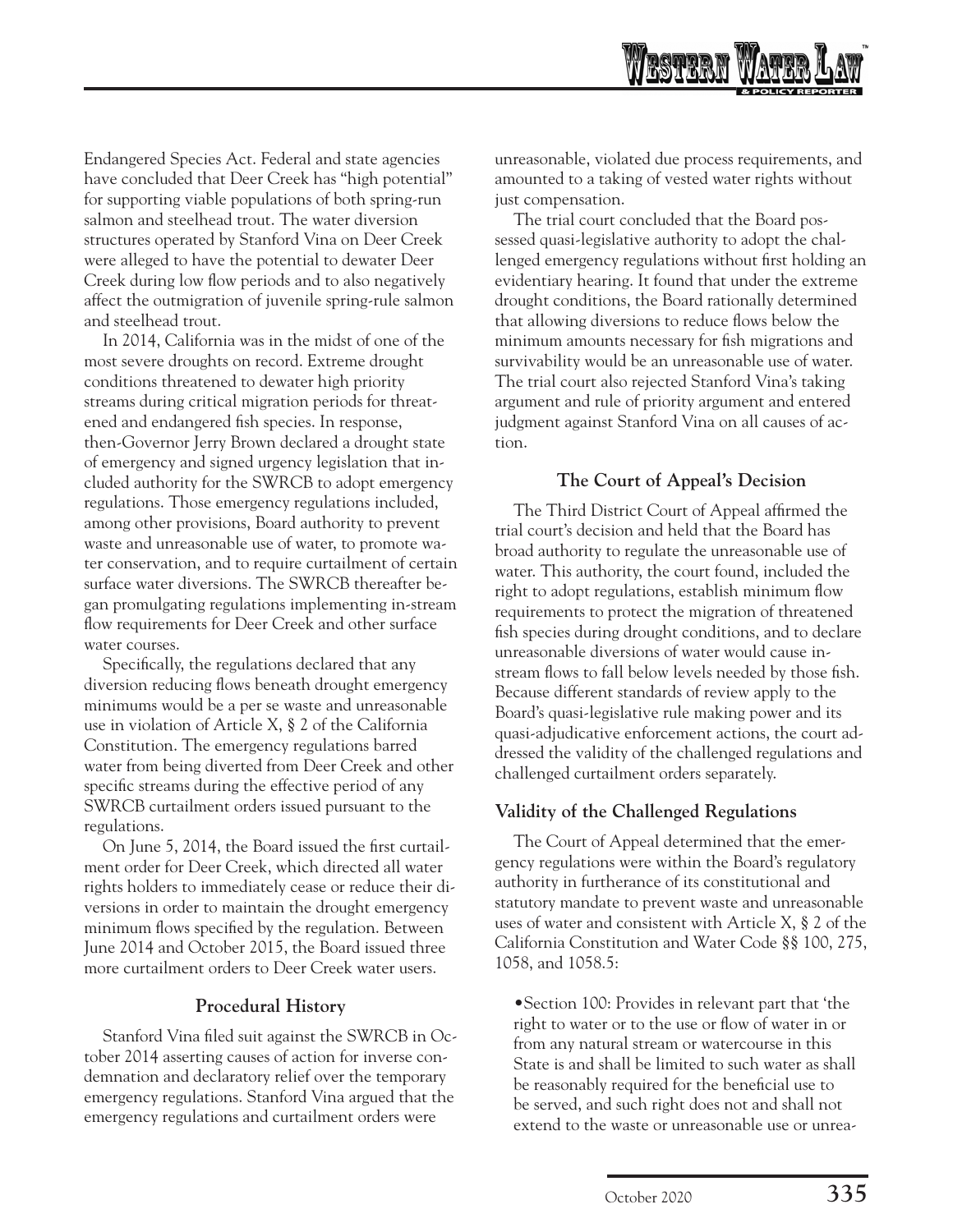Endangered Species Act. Federal and state agencies have concluded that Deer Creek has "high potential" for supporting viable populations of both spring-run salmon and steelhead trout. The water diversion structures operated by Stanford Vina on Deer Creek were alleged to have the potential to dewater Deer Creek during low flow periods and to also negatively affect the outmigration of juvenile spring-rule salmon and steelhead trout.

In 2014, California was in the midst of one of the most severe droughts on record. Extreme drought conditions threatened to dewater high priority streams during critical migration periods for threatened and endangered fish species. In response, then-Governor Jerry Brown declared a drought state of emergency and signed urgency legislation that included authority for the SWRCB to adopt emergency regulations. Those emergency regulations included, among other provisions, Board authority to prevent waste and unreasonable use of water, to promote water conservation, and to require curtailment of certain surface water diversions. The SWRCB thereafter began promulgating regulations implementing in-stream flow requirements for Deer Creek and other surface water courses.

Specifically, the regulations declared that any diversion reducing flows beneath drought emergency minimums would be a per se waste and unreasonable use in violation of Article X, § 2 of the California Constitution. The emergency regulations barred water from being diverted from Deer Creek and other specific streams during the effective period of any SWRCB curtailment orders issued pursuant to the regulations.

On June 5, 2014, the Board issued the first curtailment order for Deer Creek, which directed all water rights holders to immediately cease or reduce their diversions in order to maintain the drought emergency minimum flows specified by the regulation. Between June 2014 and October 2015, the Board issued three more curtailment orders to Deer Creek water users.

### Procedural History

Stanford Vina filed suit against the SWRCB in October 2014 asserting causes of action for inverse condemnation and declaratory relief over the temporary emergency regulations. Stanford Vina argued that the emergency regulations and curtailment orders were unreasonable, violated due process requirements, and amounted to a taking of vested water rights without just compensation.

The trial court concluded that the Board possessed quasi-legislative authority to adopt the challenged emergency regulations without first holding an evidentiary hearing. It found that under the extreme drought conditions, the Board rationally determined that allowing diversions to reduce flows below the minimum amounts necessary for fish migrations and survivability would be an unreasonable use of water. The trial court also rejected Stanford Vina's taking argument and rule of priority argument and entered judgment against Stanford Vina on all causes of action.

### The Court of Appeal's Decision

The Third District Court of Appeal affirmed the trial court's decision and held that the Board has broad authority to regulate the unreasonable use of water. This authority, the court found, included the right to adopt regulations, establish minimum flow requirements to protect the migration of threatened fish species during drought conditions, and to declare unreasonable diversions of water would cause in-stream flows to fall below levels needed by those fish. Because different standards of review apply to the Board's quasi-legislative rule making power and its quasi-adjudicative enforcement actions, the court addressed the validity of the challenged regulations and challenged curtailment orders separately.

#### Validity of the Challenged Regulations

The Court of Appeal determined that the emergency regulations were within the Board's regulatory authority in furtherance of its constitutional and statutory mandate to prevent waste and unreasonable uses of water and consistent with Article X, § 2 of the California Constitution and Water Code §§ 100, 275, 1058, and 1058.5:

- Section 100: Provides in relevant part that 'the right to water or to the use or flow of water in or from any natural stream or watercourse in this State is and shall be limited to such water as shall be reasonably required for the beneficial use to be served, and such right does not and shall not extend to the waste or unreasonable use or unrea-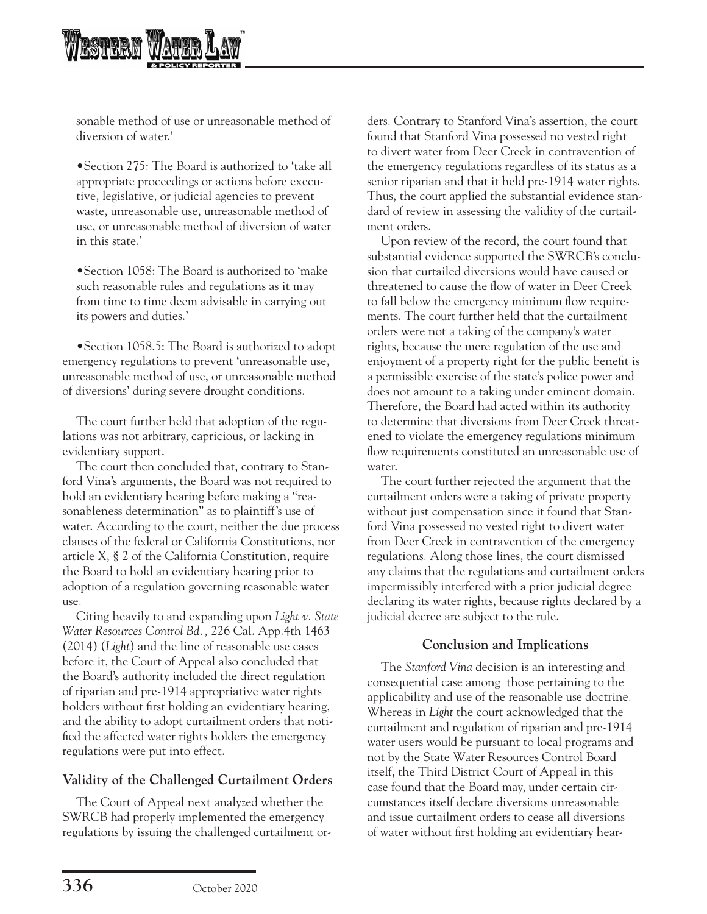sonable method of use or unreasonable method of diversion of water.'

- Section 275: The Board is authorized to 'take all appropriate proceedings or actions before executive, legislative, or judicial agencies to prevent waste, unreasonable use, unreasonable method of use, or unreasonable method of diversion of water in this state.'

- Section 1058: The Board is authorized to 'make such reasonable rules and regulations as it may from time to time deem advisable in carrying out its powers and duties.'

- Section 1058.5: The Board is authorized to adopt emergency regulations to prevent 'unreasonable use, unreasonable method of use, or unreasonable method of diversions' during severe drought conditions.

The court further held that adoption of the regulations was not arbitrary, capricious, or lacking in evidentiary support.

The court then concluded that, contrary to Stanford Vina's arguments, the Board was not required to hold an evidentiary hearing before making a "reasonableness determination" as to plaintiff's use of water. According to the court, neither the due process clauses of the federal or California Constitutions, nor article X, § 2 of the California Constitution, require the Board to hold an evidentiary hearing prior to adoption of a regulation governing reasonable water use.

Citing heavily to and expanding upon *Light v. State Water Resources Control Bd.,* 226 Cal. App.4th 1463 (2014) (*Light*) and the line of reasonable use cases before it, the Court of Appeal also concluded that the Board's authority included the direct regulation of riparian and pre-1914 appropriative water rights holders without first holding an evidentiary hearing, and the ability to adopt curtailment orders that notified the affected water rights holders the emergency regulations were put into effect.

## Validity of the Challenged Curtailment Orders

The Court of Appeal next analyzed whether the SWRCB had properly implemented the emergency regulations by issuing the challenged curtailment orders. Contrary to Stanford Vina's assertion, the court found that Stanford Vina possessed no vested right to divert water from Deer Creek in contravention of the emergency regulations regardless of its status as a senior riparian and that it held pre-1914 water rights. Thus, the court applied the substantial evidence standard of review in assessing the validity of the curtailment orders.

Upon review of the record, the court found that substantial evidence supported the SWRCB's conclusion that curtailed diversions would have caused or threatened to cause the flow of water in Deer Creek to fall below the emergency minimum flow requirements. The court further held that the curtailment orders were not a taking of the company's water rights, because the mere regulation of the use and enjoyment of a property right for the public benefit is a permissible exercise of the state's police power and does not amount to a taking under eminent domain. Therefore, the Board had acted within its authority to determine that diversions from Deer Creek threatened to violate the emergency regulations minimum flow requirements constituted an unreasonable use of water.

The court further rejected the argument that the curtailment orders were a taking of private property without just compensation since it found that Stanford Vina possessed no vested right to divert water from Deer Creek in contravention of the emergency regulations. Along those lines, the court dismissed any claims that the regulations and curtailment orders impermissibly interfered with a prior judicial degree declaring its water rights, because rights declared by a judicial decree are subject to the rule.

## Conclusion and Implications

The *Stanford Vina* decision is an interesting and consequential case among those pertaining to the applicability and use of the reasonable use doctrine. Whereas in *Light* the court acknowledged that the curtailment and regulation of riparian and pre-1914 water users would be pursuant to local programs and not by the State Water Resources Control Board itself, the Third District Court of Appeal in this case found that the Board may, under certain circumstances itself declare diversions unreasonable and issue curtailment orders to cease all diversions of water without first holding an evidentiary hear-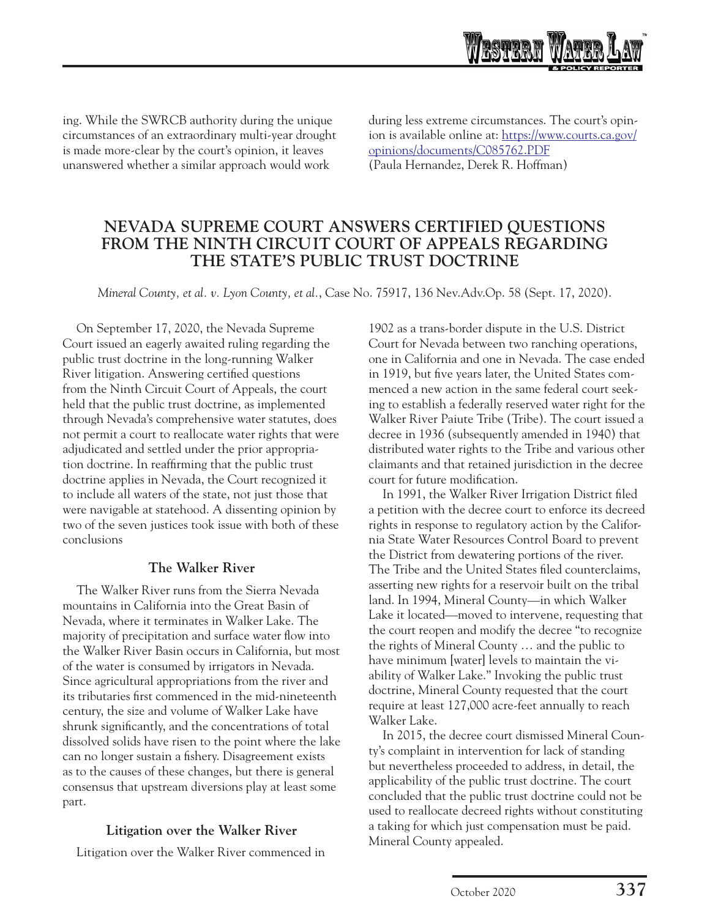ing. While the SWRCB authority during the unique circumstances of an extraordinary multi-year drought is made more-clear by the court's opinion, it leaves unanswered whether a similar approach would work during less extreme circumstances. The court's opinion is available online at: https://www.courts.ca.gov/opinions/documents/C085762.PDF
(Paula Hernandez, Derek R. Hoffman)

## NEVADA SUPREME COURT ANSWERS CERTIFIED QUESTIONS FROM THE NINTH CIRCUIT COURT OF APPEALS REGARDING THE STATE'S PUBLIC TRUST DOCTRINE

*Mineral County, et al. v. Lyon County, et al.*, Case No. 75917, 136 Nev.Adv.Op. 58 (Sept. 17, 2020).

On September 17, 2020, the Nevada Supreme Court issued an eagerly awaited ruling regarding the public trust doctrine in the long-running Walker River litigation. Answering certified questions from the Ninth Circuit Court of Appeals, the court held that the public trust doctrine, as implemented through Nevada's comprehensive water statutes, does not permit a court to reallocate water rights that were adjudicated and settled under the prior appropriation doctrine. In reaffirming that the public trust doctrine applies in Nevada, the Court recognized it to include all waters of the state, not just those that were navigable at statehood. A dissenting opinion by two of the seven justices took issue with both of these conclusions

### The Walker River

The Walker River runs from the Sierra Nevada mountains in California into the Great Basin of Nevada, where it terminates in Walker Lake. The majority of precipitation and surface water flow into the Walker River Basin occurs in California, but most of the water is consumed by irrigators in Nevada. Since agricultural appropriations from the river and its tributaries first commenced in the mid-nineteenth century, the size and volume of Walker Lake have shrunk significantly, and the concentrations of total dissolved solids have risen to the point where the lake can no longer sustain a fishery. Disagreement exists as to the causes of these changes, but there is general consensus that upstream diversions play at least some part.

### Litigation over the Walker River

Litigation over the Walker River commenced in 1902 as a trans-border dispute in the U.S. District Court for Nevada between two ranching operations, one in California and one in Nevada. The case ended in 1919, but five years later, the United States commenced a new action in the same federal court seeking to establish a federally reserved water right for the Walker River Paiute Tribe (Tribe). The court issued a decree in 1936 (subsequently amended in 1940) that distributed water rights to the Tribe and various other claimants and that retained jurisdiction in the decree court for future modification.

In 1991, the Walker River Irrigation District filed a petition with the decree court to enforce its decreed rights in response to regulatory action by the California State Water Resources Control Board to prevent the District from dewatering portions of the river. The Tribe and the United States filed counterclaims, asserting new rights for a reservoir built on the tribal land. In 1994, Mineral County—in which Walker Lake it located—moved to intervene, requesting that the court reopen and modify the decree "to recognize the rights of Mineral County … and the public to have minimum [water] levels to maintain the viability of Walker Lake." Invoking the public trust doctrine, Mineral County requested that the court require at least 127,000 acre-feet annually to reach Walker Lake.

In 2015, the decree court dismissed Mineral County's complaint in intervention for lack of standing but nevertheless proceeded to address, in detail, the applicability of the public trust doctrine. The court concluded that the public trust doctrine could not be used to reallocate decreed rights without constituting a taking for which just compensation must be paid. Mineral County appealed.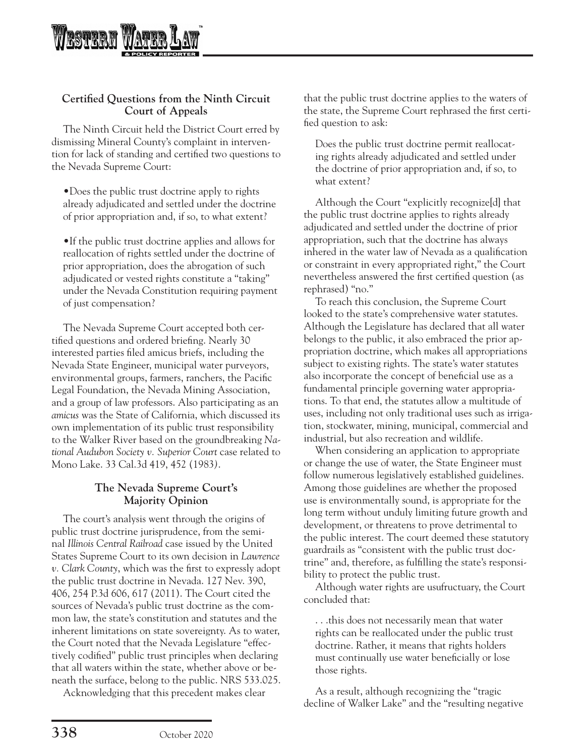### Certified Questions from the Ninth Circuit Court of Appeals

The Ninth Circuit held the District Court erred by dismissing Mineral County's complaint in intervention for lack of standing and certified two questions to the Nevada Supreme Court:

- Does the public trust doctrine apply to rights already adjudicated and settled under the doctrine of prior appropriation and, if so, to what extent?

- If the public trust doctrine applies and allows for reallocation of rights settled under the doctrine of prior appropriation, does the abrogation of such adjudicated or vested rights constitute a "taking" under the Nevada Constitution requiring payment of just compensation?

The Nevada Supreme Court accepted both certified questions and ordered briefing. Nearly 30 interested parties filed amicus briefs, including the Nevada State Engineer, municipal water purveyors, environmental groups, farmers, ranchers, the Pacific Legal Foundation, the Nevada Mining Association, and a group of law professors. Also participating as an *amicus* was the State of California, which discussed its own implementation of its public trust responsibility to the Walker River based on the groundbreaking *National Audubon Society v. Superior Court* case related to Mono Lake. 33 Cal.3d 419, 452 (1983).

### The Nevada Supreme Court's Majority Opinion

The court's analysis went through the origins of public trust doctrine jurisprudence, from the seminal *Illinois Central Railroad* case issued by the United States Supreme Court to its own decision in *Lawrence v. Clark County*, which was the first to expressly adopt the public trust doctrine in Nevada. 127 Nev. 390, 406, 254 P.3d 606, 617 (2011). The Court cited the sources of Nevada's public trust doctrine as the common law, the state's constitution and statutes and the inherent limitations on state sovereignty. As to water, the Court noted that the Nevada Legislature "effectively codified" public trust principles when declaring that all waters within the state, whether above or beneath the surface, belong to the public. NRS 533.025.

Acknowledging that this precedent makes clear that the public trust doctrine applies to the waters of the state, the Supreme Court rephrased the first certified question to ask:

> Does the public trust doctrine permit reallocating rights already adjudicated and settled under the doctrine of prior appropriation and, if so, to what extent?

Although the Court "explicitly recognize[d] that the public trust doctrine applies to rights already adjudicated and settled under the doctrine of prior appropriation, such that the doctrine has always inhered in the water law of Nevada as a qualification or constraint in every appropriated right," the Court nevertheless answered the first certified question (as rephrased) "no."

To reach this conclusion, the Supreme Court looked to the state's comprehensive water statutes. Although the Legislature has declared that all water belongs to the public, it also embraced the prior appropriation doctrine, which makes all appropriations subject to existing rights. The state's water statutes also incorporate the concept of beneficial use as a fundamental principle governing water appropriations. To that end, the statutes allow a multitude of uses, including not only traditional uses such as irrigation, stockwater, mining, municipal, commercial and industrial, but also recreation and wildlife.

When considering an application to appropriate or change the use of water, the State Engineer must follow numerous legislatively established guidelines. Among those guidelines are whether the proposed use is environmentally sound, is appropriate for the long term without unduly limiting future growth and development, or threatens to prove detrimental to the public interest. The court deemed these statutory guardrails as "consistent with the public trust doctrine" and, therefore, as fulfilling the state's responsibility to protect the public trust.

Although water rights are usufructuary, the Court concluded that:

> . . .this does not necessarily mean that water rights can be reallocated under the public trust doctrine. Rather, it means that rights holders must continually use water beneficially or lose those rights.

As a result, although recognizing the "tragic decline of Walker Lake" and the "resulting negative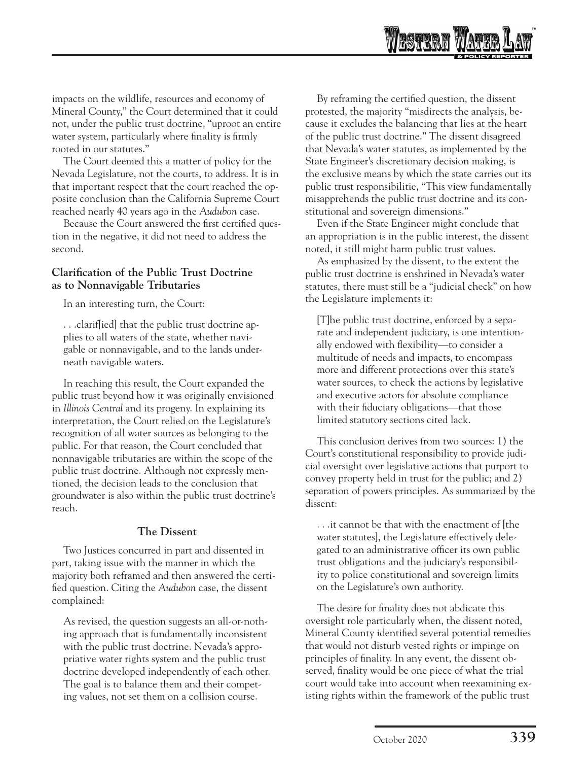impacts on the wildlife, resources and economy of Mineral County," the Court determined that it could not, under the public trust doctrine, "uproot an entire water system, particularly where finality is firmly rooted in our statutes."

The Court deemed this a matter of policy for the Nevada Legislature, not the courts, to address. It is in that important respect that the court reached the opposite conclusion than the California Supreme Court reached nearly 40 years ago in the *Audubon* case.

Because the Court answered the first certified question in the negative, it did not need to address the second.

**Clarification of the Public Trust Doctrine as to Nonnavigable Tributaries**

In an interesting turn, the Court:

> . . .clarif[ied] that the public trust doctrine applies to all waters of the state, whether navigable or nonnavigable, and to the lands underneath navigable waters.

In reaching this result, the Court expanded the public trust beyond how it was originally envisioned in *Illinois Central* and its progeny. In explaining its interpretation, the Court relied on the Legislature's recognition of all water sources as belonging to the public. For that reason, the Court concluded that nonnavigable tributaries are within the scope of the public trust doctrine. Although not expressly mentioned, the decision leads to the conclusion that groundwater is also within the public trust doctrine's reach.

**The Dissent**

Two Justices concurred in part and dissented in part, taking issue with the manner in which the majority both reframed and then answered the certified question. Citing the *Audubon* case, the dissent complained:

> As revised, the question suggests an all-or-nothing approach that is fundamentally inconsistent with the public trust doctrine. Nevada's appropriative water rights system and the public trust doctrine developed independently of each other. The goal is to balance them and their competing values, not set them on a collision course.

By reframing the certified question, the dissent protested, the majority "misdirects the analysis, because it excludes the balancing that lies at the heart of the public trust doctrine." The dissent disagreed that Nevada's water statutes, as implemented by the State Engineer's discretionary decision making, is the exclusive means by which the state carries out its public trust responsibilitie, "This view fundamentally misapprehends the public trust doctrine and its constitutional and sovereign dimensions."

Even if the State Engineer might conclude that an appropriation is in the public interest, the dissent noted, it still might harm public trust values.

As emphasized by the dissent, to the extent the public trust doctrine is enshrined in Nevada's water statutes, there must still be a "judicial check" on how the Legislature implements it:

> [T]he public trust doctrine, enforced by a separate and independent judiciary, is one intentionally endowed with flexibility—to consider a multitude of needs and impacts, to encompass more and different protections over this state's water sources, to check the actions by legislative and executive actors for absolute compliance with their fiduciary obligations—that those limited statutory sections cited lack.

This conclusion derives from two sources: 1) the Court's constitutional responsibility to provide judicial oversight over legislative actions that purport to convey property held in trust for the public; and 2) separation of powers principles. As summarized by the dissent:

> . . .it cannot be that with the enactment of [the water statutes], the Legislature effectively delegated to an administrative officer its own public trust obligations and the judiciary's responsibility to police constitutional and sovereign limits on the Legislature's own authority.

The desire for finality does not abdicate this oversight role particularly when, the dissent noted, Mineral County identified several potential remedies that would not disturb vested rights or impinge on principles of finality. In any event, the dissent observed, finality would be one piece of what the trial court would take into account when reexamining existing rights within the framework of the public trust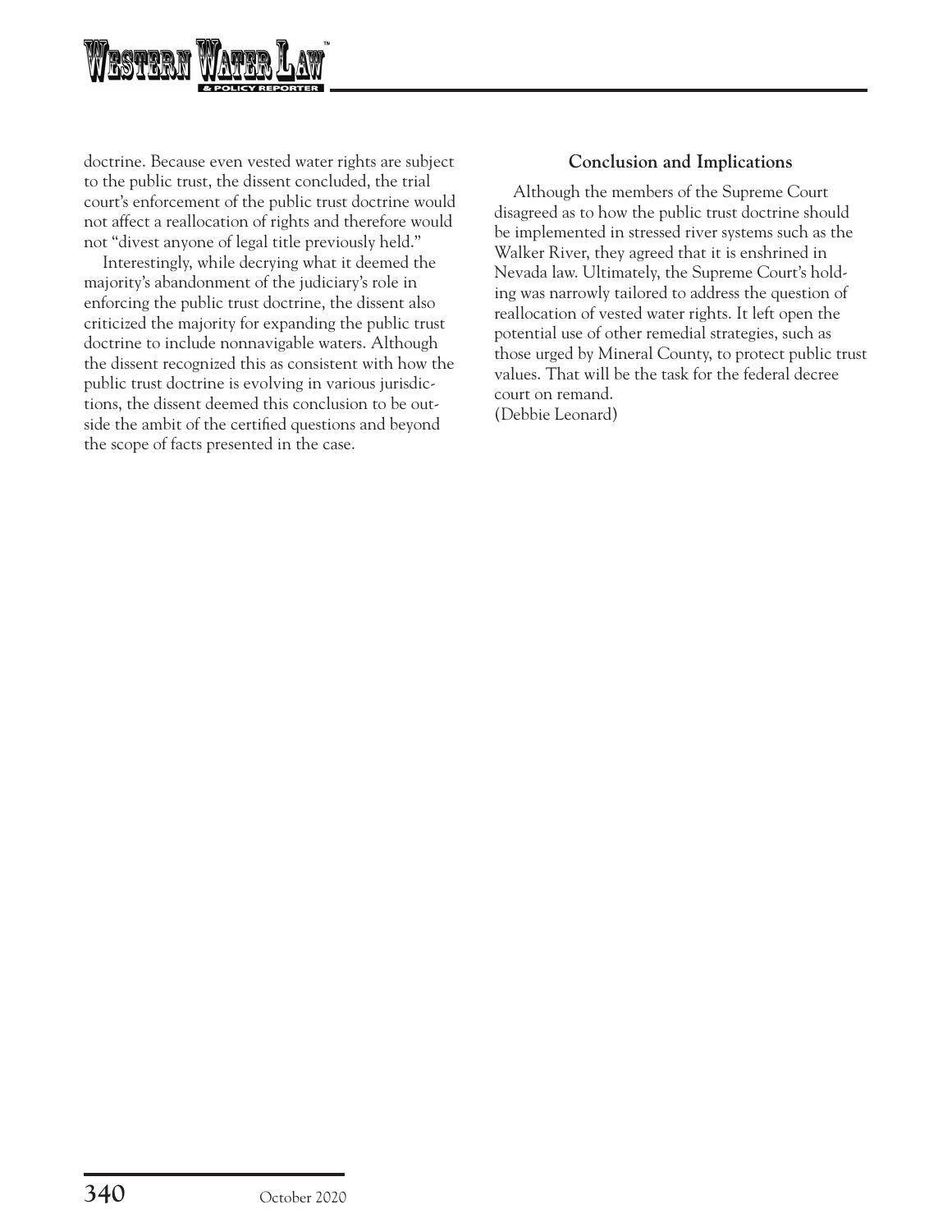doctrine. Because even vested water rights are subject to the public trust, the dissent concluded, the trial court's enforcement of the public trust doctrine would not affect a reallocation of rights and therefore would not "divest anyone of legal title previously held."

Interestingly, while decrying what it deemed the majority's abandonment of the judiciary's role in enforcing the public trust doctrine, the dissent also criticized the majority for expanding the public trust doctrine to include nonnavigable waters. Although the dissent recognized this as consistent with how the public trust doctrine is evolving in various jurisdictions, the dissent deemed this conclusion to be outside the ambit of the certified questions and beyond the scope of facts presented in the case.

### Conclusion and Implications

Although the members of the Supreme Court disagreed as to how the public trust doctrine should be implemented in stressed river systems such as the Walker River, they agreed that it is enshrined in Nevada law. Ultimately, the Supreme Court's holding was narrowly tailored to address the question of reallocation of vested water rights. It left open the potential use of other remedial strategies, such as those urged by Mineral County, to protect public trust values. That will be the task for the federal decree court on remand.
(Debbie Leonard)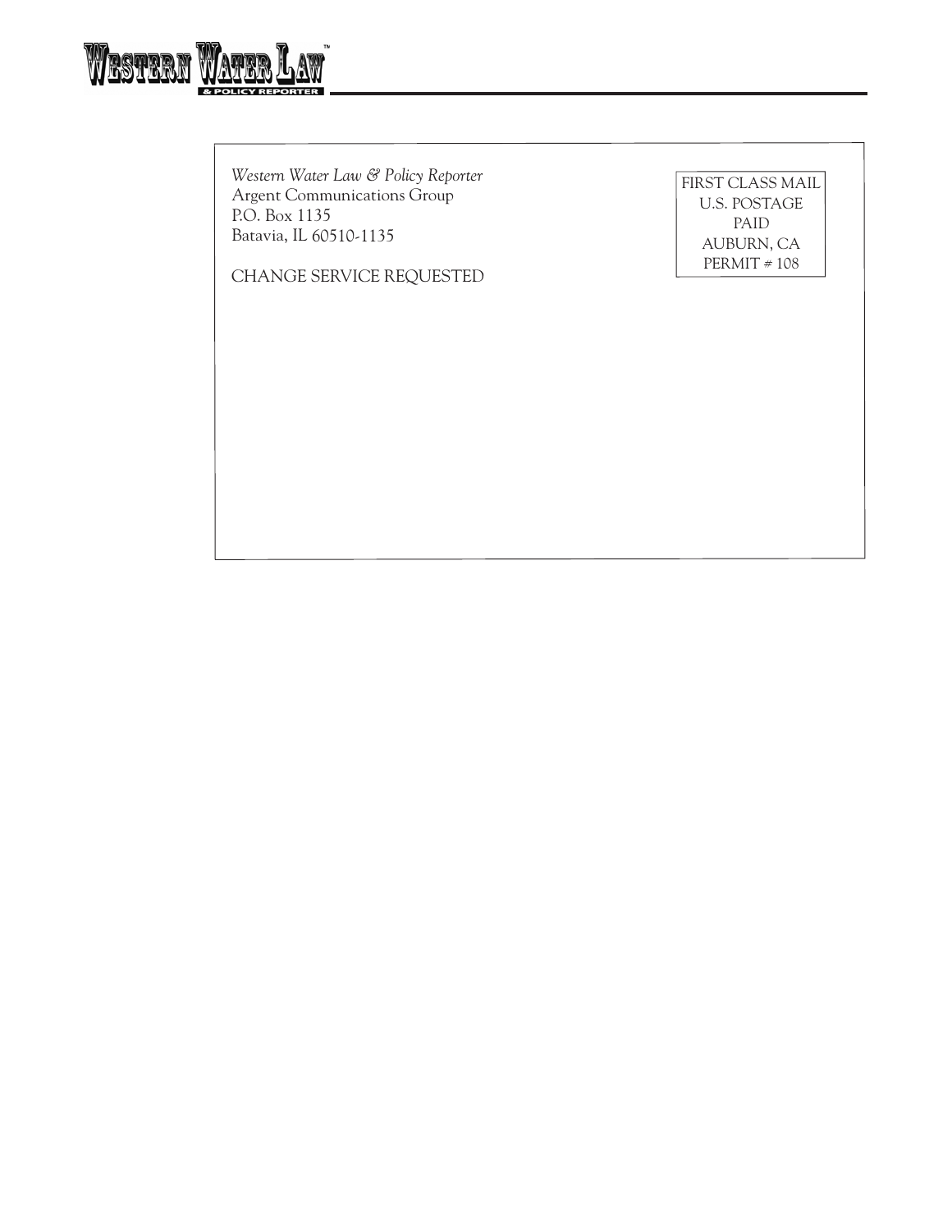*Western Water Law & Policy Reporter*
Argent Communications Group
P.O. Box 1135
Batavia, IL 60510-1135

CHANGE SERVICE REQUESTED

FIRST CLASS MAIL
U.S. POSTAGE
PAID
AUBURN, CA
PERMIT # 108